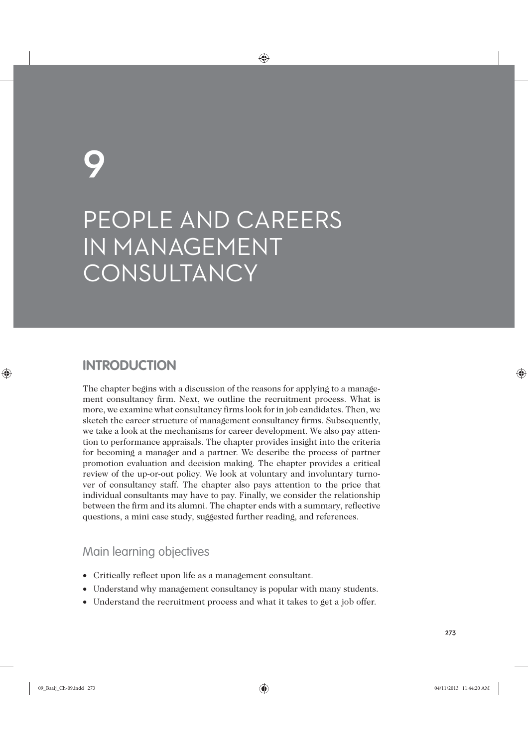# 9

# PEOPLE AND CAREERS IN MANAGEMENT CONSULTANCY

## INTRODUCTION

The chapter begins with a discussion of the reasons for applying to a management consultancy firm. Next, we outline the recruitment process. What is more, we examine what consultancy firms look for in job candidates. Then, we sketch the career structure of management consultancy firms. Subsequently, we take a look at the mechanisms for career development. We also pay attention to performance appraisals. The chapter provides insight into the criteria for becoming a manager and a partner. We describe the process of partner promotion evaluation and decision making. The chapter provides a critical review of the up-or-out policy. We look at voluntary and involuntary turnover of consultancy staff. The chapter also pays attention to the price that individual consultants may have to pay. Finally, we consider the relationship between the firm and its alumni. The chapter ends with a summary, reflective questions, a mini case study, suggested further reading, and references.

### Main learning objectives

- Critically reflect upon life as a management consultant.
- Understand why management consultancy is popular with many students.
- Understand the recruitment process and what it takes to get a job offer.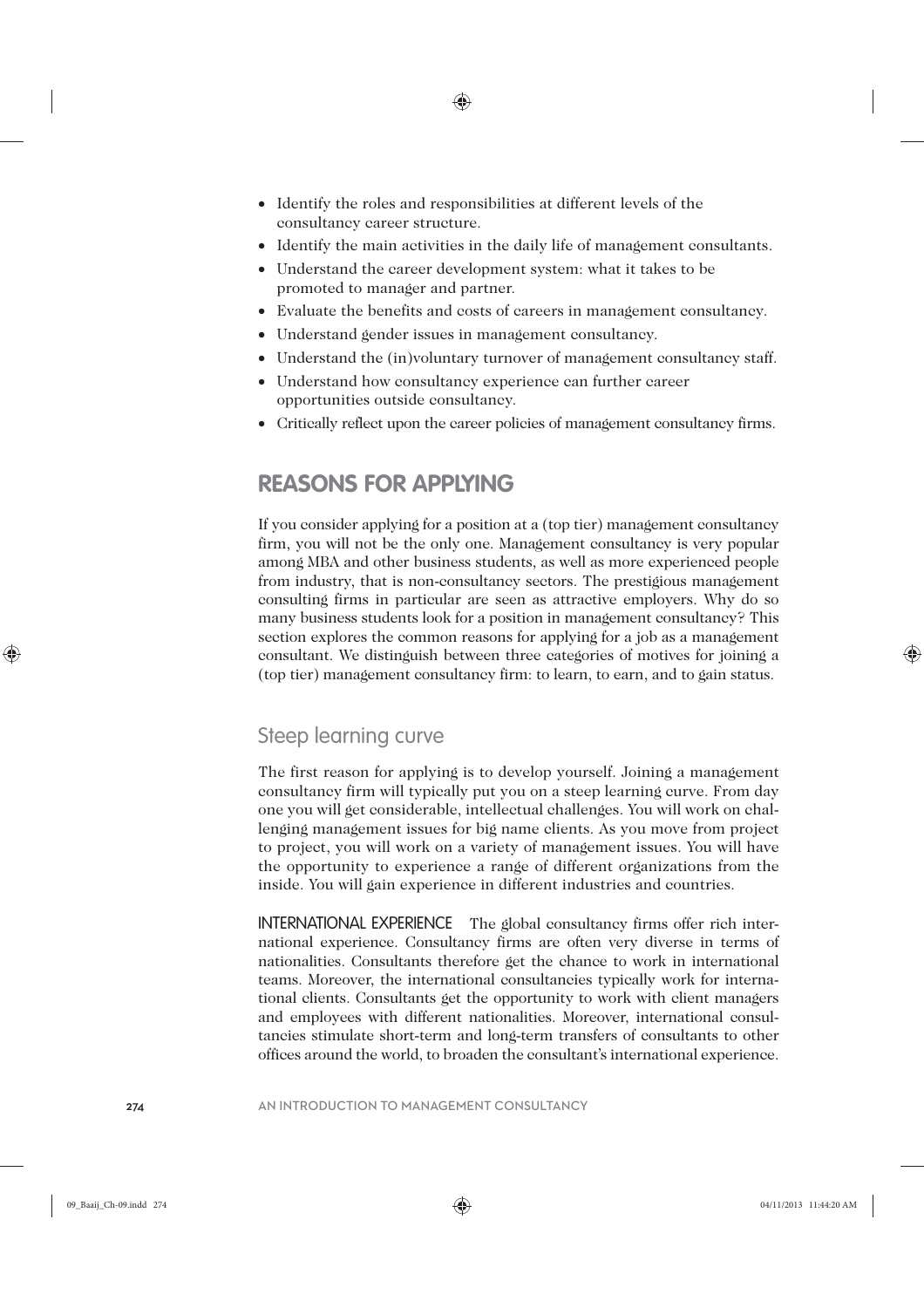- Identify the roles and responsibilities at different levels of the consultancy career structure.
- Identify the main activities in the daily life of management consultants.
- Understand the career development system: what it takes to be promoted to manager and partner.
- Evaluate the benefits and costs of careers in management consultancy.
- Understand gender issues in management consultancy.
- Understand the (in)voluntary turnover of management consultancy staff.
- Understand how consultancy experience can further career opportunities outside consultancy.
- Critically reflect upon the career policies of management consultancy firms.

## REASONS FOR APPLYING

If you consider applying for a position at a (top tier) management consultancy firm, you will not be the only one. Management consultancy is very popular among MBA and other business students, as well as more experienced people from industry, that is non-consultancy sectors. The prestigious management consulting firms in particular are seen as attractive employers. Why do so many business students look for a position in management consultancy? This section explores the common reasons for applying for a job as a management consultant. We distinguish between three categories of motives for joining a (top tier) management consultancy firm: to learn, to earn, and to gain status.

### Steep learning curve

The first reason for applying is to develop yourself. Joining a management consultancy firm will typically put you on a steep learning curve. From day one you will get considerable, intellectual challenges. You will work on challenging management issues for big name clients. As you move from project to project, you will work on a variety of management issues. You will have the opportunity to experience a range of different organizations from the inside. You will gain experience in different industries and countries.

**INTERNATIONAL EXPERIENCE** The global consultancy firms offer rich international experience. Consultancy firms are often very diverse in terms of nationalities. Consultants therefore get the chance to work in international teams. Moreover, the international consultancies typically work for international clients. Consultants get the opportunity to work with client managers and employees with different nationalities. Moreover, international consultancies stimulate short-term and long-term transfers of consultants to other offices around the world, to broaden the consultant's international experience.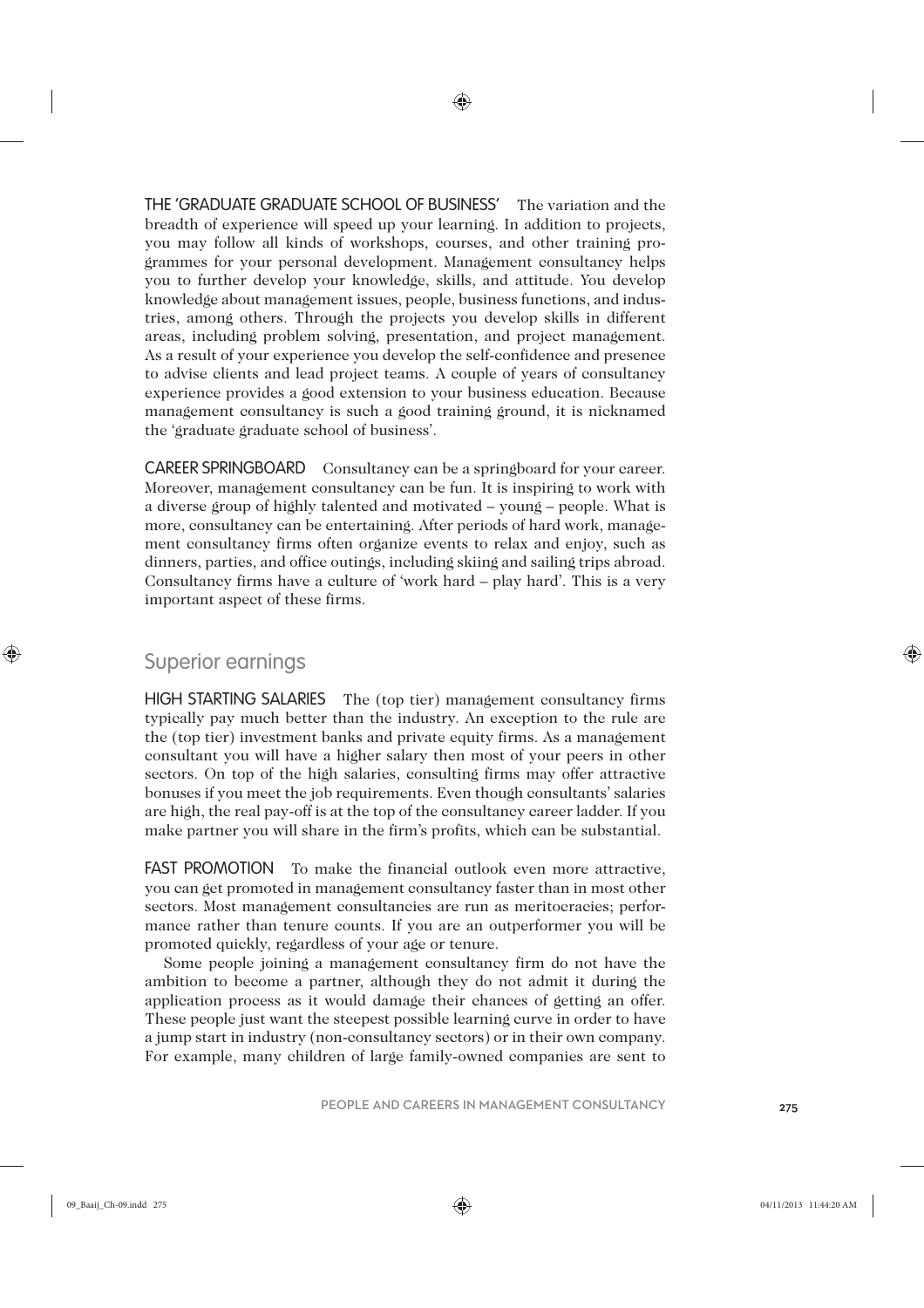**THE 'GRADUATE GRADUATE SCHOOL OF BUSINESS'** The variation and the breadth of experience will speed up your learning. In addition to projects, you may follow all kinds of workshops, courses, and other training programmes for your personal development. Management consultancy helps you to further develop your knowledge, skills, and attitude. You develop knowledge about management issues, people, business functions, and industries, among others. Through the projects you develop skills in different areas, including problem solving, presentation, and project management. As a result of your experience you develop the self-confidence and presence to advise clients and lead project teams. A couple of years of consultancy experience provides a good extension to your business education. Because management consultancy is such a good training ground, it is nicknamed the 'graduate graduate school of business'.

**CAREER SPRINGBOARD** Consultancy can be a springboard for your career. Moreover, management consultancy can be fun. It is inspiring to work with a diverse group of highly talented and motivated – young – people. What is more, consultancy can be entertaining. After periods of hard work, management consultancy firms often organize events to relax and enjoy, such as dinners, parties, and office outings, including skiing and sailing trips abroad. Consultancy firms have a culture of 'work hard – play hard'. This is a very important aspect of these firms.

## Superior earnings

**HIGH STARTING SALARIES** The (top tier) management consultancy firms typically pay much better than the industry. An exception to the rule are the (top tier) investment banks and private equity firms. As a management consultant you will have a higher salary then most of your peers in other sectors. On top of the high salaries, consulting firms may offer attractive bonuses if you meet the job requirements. Even though consultants' salaries are high, the real pay-off is at the top of the consultancy career ladder. If you make partner you will share in the firm's profits, which can be substantial.

**FAST PROMOTION** To make the financial outlook even more attractive, you can get promoted in management consultancy faster than in most other sectors. Most management consultancies are run as meritocracies; performance rather than tenure counts. If you are an outperformer you will be promoted quickly, regardless of your age or tenure.

Some people joining a management consultancy firm do not have the ambition to become a partner, although they do not admit it during the application process as it would damage their chances of getting an offer. These people just want the steepest possible learning curve in order to have a jump start in industry (non-consultancy sectors) or in their own company. For example, many children of large family-owned companies are sent to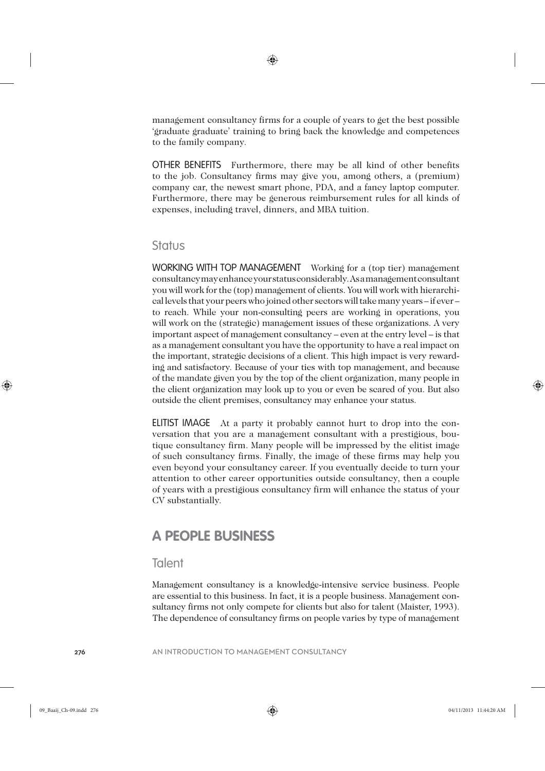management consultancy firms for a couple of years to get the best possible 'graduate graduate' training to bring back the knowledge and competences to the family company.

**OTHER BENEFITS** Furthermore, there may be all kind of other benefits to the job. Consultancy firms may give you, among others, a (premium) company car, the newest smart phone, PDA, and a fancy laptop computer. Furthermore, there may be generous reimbursement rules for all kinds of expenses, including travel, dinners, and MBA tuition.

### Status

**WORKING WITH TOP MANAGEMENT** Working for a (top tier) management consultancy may enhance your status considerably. As a management consultant you will work for the (top) management of clients. You will work with hierarchical levels that your peers who joined other sectors will take many years – if ever – to reach. While your non-consulting peers are working in operations, you will work on the (strategic) management issues of these organizations. A very important aspect of management consultancy – even at the entry level – is that as a management consultant you have the opportunity to have a real impact on the important, strategic decisions of a client. This high impact is very rewarding and satisfactory. Because of your ties with top management, and because of the mandate given you by the top of the client organization, many people in the client organization may look up to you or even be scared of you. But also outside the client premises, consultancy may enhance your status.

**ELITIST IMAGE** At a party it probably cannot hurt to drop into the conversation that you are a management consultant with a prestigious, boutique consultancy firm. Many people will be impressed by the elitist image of such consultancy firms. Finally, the image of these firms may help you even beyond your consultancy career. If you eventually decide to turn your attention to other career opportunities outside consultancy, then a couple of years with a prestigious consultancy firm will enhance the status of your CV substantially.

## A PEOPLE BUSINESS

### Talent

Management consultancy is a knowledge-intensive service business. People are essential to this business. In fact, it is a people business. Management consultancy firms not only compete for clients but also for talent (Maister, 1993). The dependence of consultancy firms on people varies by type of management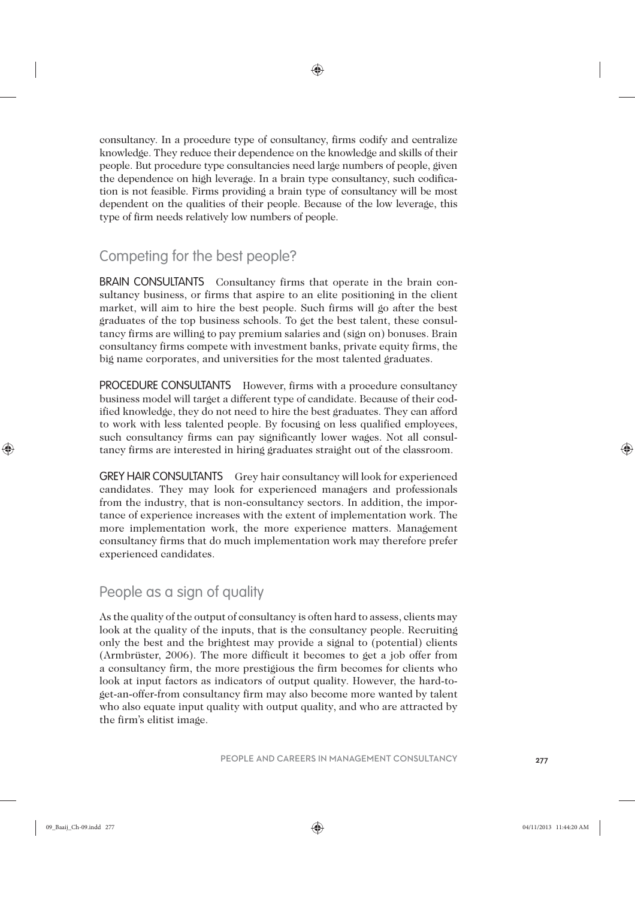consultancy. In a procedure type of consultancy, firms codify and centralize knowledge. They reduce their dependence on the knowledge and skills of their people. But procedure type consultancies need large numbers of people, given the dependence on high leverage. In a brain type consultancy, such codification is not feasible. Firms providing a brain type of consultancy will be most dependent on the qualities of their people. Because of the low leverage, this type of firm needs relatively low numbers of people.

## Competing for the best people?

**BRAIN CONSULTANTS** Consultancy firms that operate in the brain consultancy business, or firms that aspire to an elite positioning in the client market, will aim to hire the best people. Such firms will go after the best graduates of the top business schools. To get the best talent, these consultancy firms are willing to pay premium salaries and (sign on) bonuses. Brain consultancy firms compete with investment banks, private equity firms, the big name corporates, and universities for the most talented graduates.

**PROCEDURE CONSULTANTS** However, firms with a procedure consultancy business model will target a different type of candidate. Because of their codified knowledge, they do not need to hire the best graduates. They can afford to work with less talented people. By focusing on less qualified employees, such consultancy firms can pay significantly lower wages. Not all consultancy firms are interested in hiring graduates straight out of the classroom.

**GREY HAIR CONSULTANTS** Grey hair consultancy will look for experienced candidates. They may look for experienced managers and professionals from the industry, that is non-consultancy sectors. In addition, the importance of experience increases with the extent of implementation work. The more implementation work, the more experience matters. Management consultancy firms that do much implementation work may therefore prefer experienced candidates.

## People as a sign of quality

As the quality of the output of consultancy is often hard to assess, clients may look at the quality of the inputs, that is the consultancy people. Recruiting only the best and the brightest may provide a signal to (potential) clients (Armbrüster, 2006). The more difficult it becomes to get a job offer from a consultancy firm, the more prestigious the firm becomes for clients who look at input factors as indicators of output quality. However, the hard-to-get-an-offer-from consultancy firm may also become more wanted by talent who also equate input quality with output quality, and who are attracted by the firm's elitist image.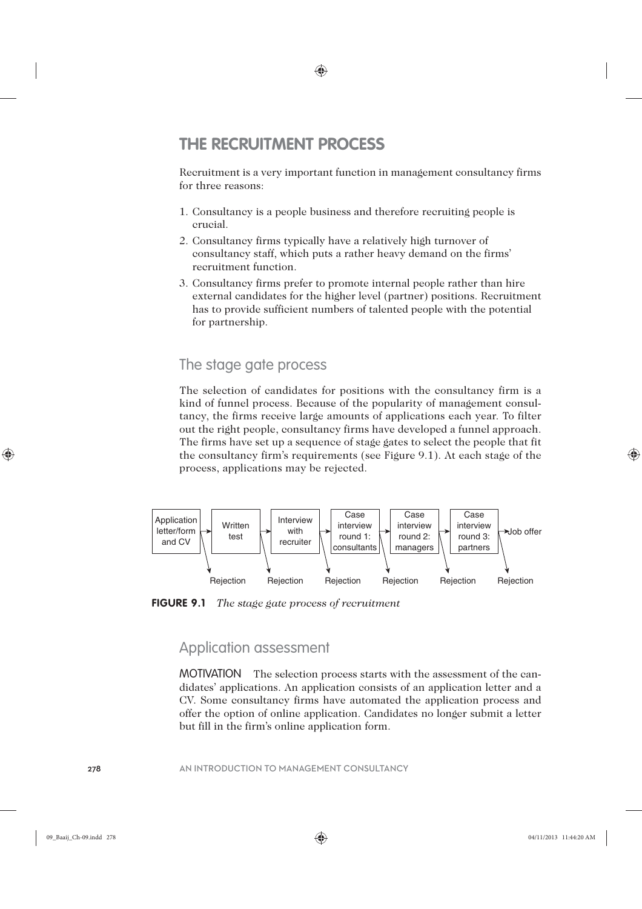# THE RECRUITMENT PROCESS

Recruitment is a very important function in management consultancy firms for three reasons:

1. Consultancy is a people business and therefore recruiting people is crucial.
2. Consultancy firms typically have a relatively high turnover of consultancy staff, which puts a rather heavy demand on the firms' recruitment function.
3. Consultancy firms prefer to promote internal people rather than hire external candidates for the higher level (partner) positions. Recruitment has to provide sufficient numbers of talented people with the potential for partnership.

## The stage gate process

The selection of candidates for positions with the consultancy firm is a kind of funnel process. Because of the popularity of management consultancy, the firms receive large amounts of applications each year. To filter out the right people, consultancy firms have developed a funnel approach. The firms have set up a sequence of stage gates to select the people that fit the consultancy firm's requirements (see Figure 9.1). At each stage of the process, applications may be rejected.

Application letter/form and CV → Written test → Interview with recruiter → Case interview round 1: consultants → Case interview round 2: managers → Case interview round 3: partners → Job offer

Rejection | Rejection | Rejection | Rejection | Rejection | Rejection

**FIGURE 9.1** *The stage gate process of recruitment*

## Application assessment

MOTIVATION The selection process starts with the assessment of the candidates' applications. An application consists of an application letter and a CV. Some consultancy firms have automated the application process and offer the option of online application. Candidates no longer submit a letter but fill in the firm's online application form.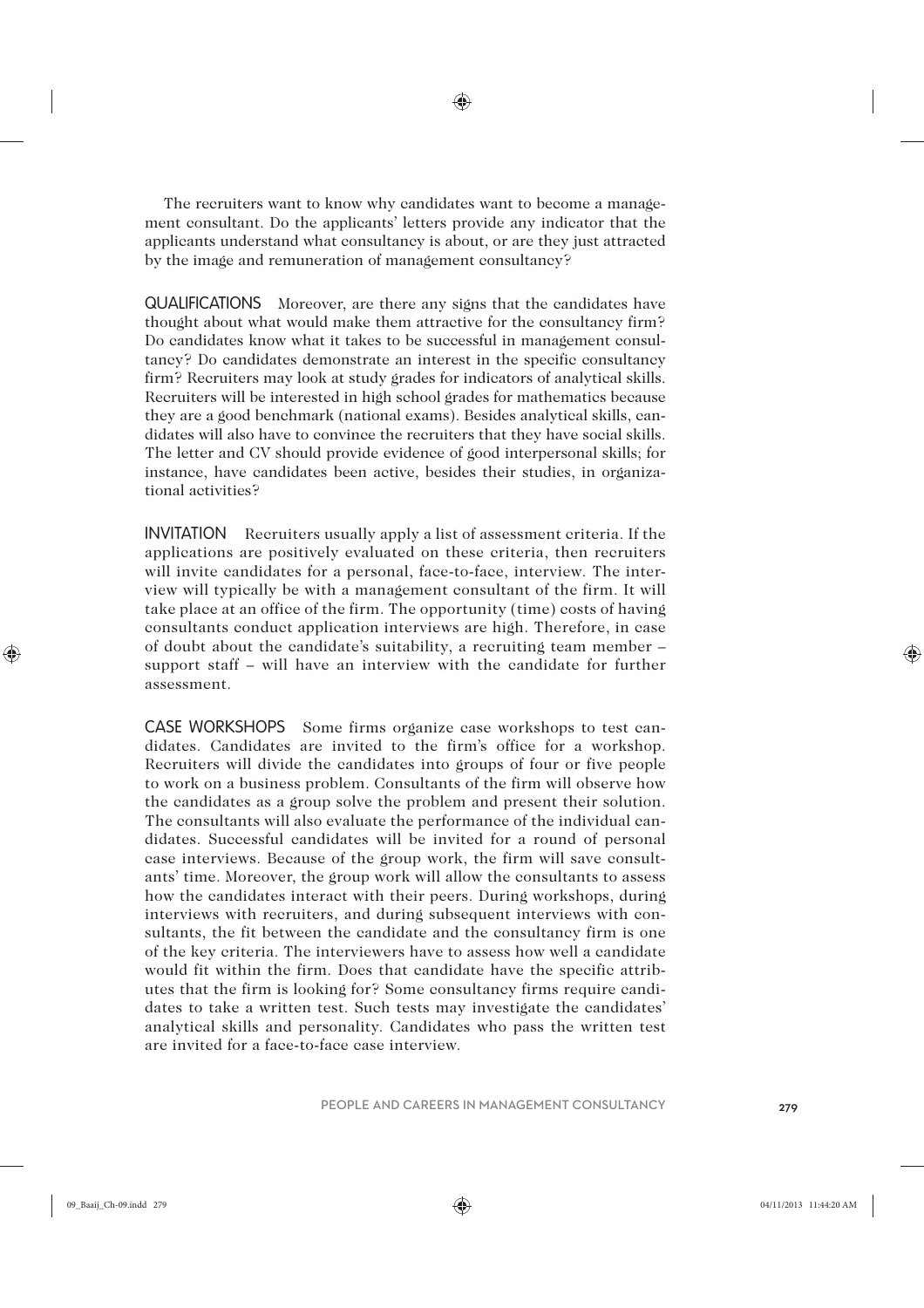The recruiters want to know why candidates want to become a management consultant. Do the applicants' letters provide any indicator that the applicants understand what consultancy is about, or are they just attracted by the image and remuneration of management consultancy?

**QUALIFICATIONS** Moreover, are there any signs that the candidates have thought about what would make them attractive for the consultancy firm? Do candidates know what it takes to be successful in management consultancy? Do candidates demonstrate an interest in the specific consultancy firm? Recruiters may look at study grades for indicators of analytical skills. Recruiters will be interested in high school grades for mathematics because they are a good benchmark (national exams). Besides analytical skills, candidates will also have to convince the recruiters that they have social skills. The letter and CV should provide evidence of good interpersonal skills; for instance, have candidates been active, besides their studies, in organizational activities?

**INVITATION** Recruiters usually apply a list of assessment criteria. If the applications are positively evaluated on these criteria, then recruiters will invite candidates for a personal, face-to-face, interview. The interview will typically be with a management consultant of the firm. It will take place at an office of the firm. The opportunity (time) costs of having consultants conduct application interviews are high. Therefore, in case of doubt about the candidate's suitability, a recruiting team member – support staff – will have an interview with the candidate for further assessment.

**CASE WORKSHOPS** Some firms organize case workshops to test candidates. Candidates are invited to the firm's office for a workshop. Recruiters will divide the candidates into groups of four or five people to work on a business problem. Consultants of the firm will observe how the candidates as a group solve the problem and present their solution. The consultants will also evaluate the performance of the individual candidates. Successful candidates will be invited for a round of personal case interviews. Because of the group work, the firm will save consultants' time. Moreover, the group work will allow the consultants to assess how the candidates interact with their peers. During workshops, during interviews with recruiters, and during subsequent interviews with consultants, the fit between the candidate and the consultancy firm is one of the key criteria. The interviewers have to assess how well a candidate would fit within the firm. Does that candidate have the specific attributes that the firm is looking for? Some consultancy firms require candidates to take a written test. Such tests may investigate the candidates' analytical skills and personality. Candidates who pass the written test are invited for a face-to-face case interview.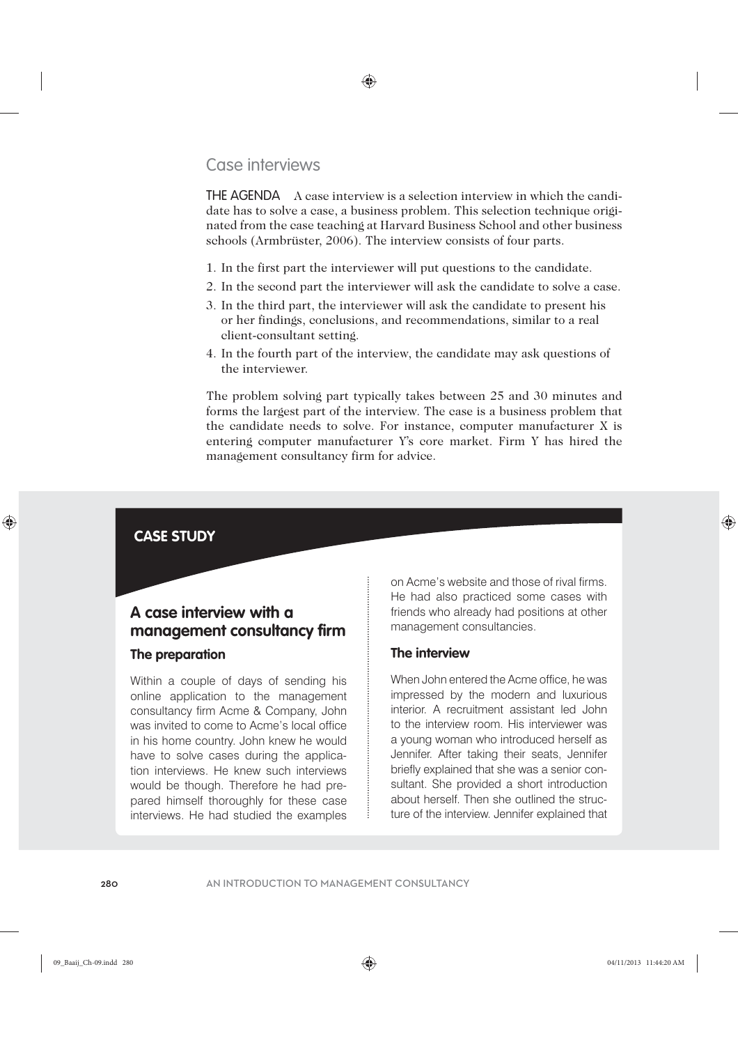## Case interviews

**THE AGENDA** A case interview is a selection interview in which the candidate has to solve a case, a business problem. This selection technique originated from the case teaching at Harvard Business School and other business schools (Armbrüster, 2006). The interview consists of four parts.

1. In the first part the interviewer will put questions to the candidate.
2. In the second part the interviewer will ask the candidate to solve a case.
3. In the third part, the interviewer will ask the candidate to present his or her findings, conclusions, and recommendations, similar to a real client-consultant setting.
4. In the fourth part of the interview, the candidate may ask questions of the interviewer.

The problem solving part typically takes between 25 and 30 minutes and forms the largest part of the interview. The case is a business problem that the candidate needs to solve. For instance, computer manufacturer X is entering computer manufacturer Y's core market. Firm Y has hired the management consultancy firm for advice.

**CASE STUDY**

### A case interview with a management consultancy firm

#### The preparation

Within a couple of days of sending his online application to the management consultancy firm Acme & Company, John was invited to come to Acme's local office in his home country. John knew he would have to solve cases during the application interviews. He knew such interviews would be though. Therefore he had prepared himself thoroughly for these case interviews. He had studied the examples on Acme's website and those of rival firms. He had also practiced some cases with friends who already had positions at other management consultancies.

#### The interview

When John entered the Acme office, he was impressed by the modern and luxurious interior. A recruitment assistant led John to the interview room. His interviewer was a young woman who introduced herself as Jennifer. After taking their seats, Jennifer briefly explained that she was a senior consultant. She provided a short introduction about herself. Then she outlined the structure of the interview. Jennifer explained that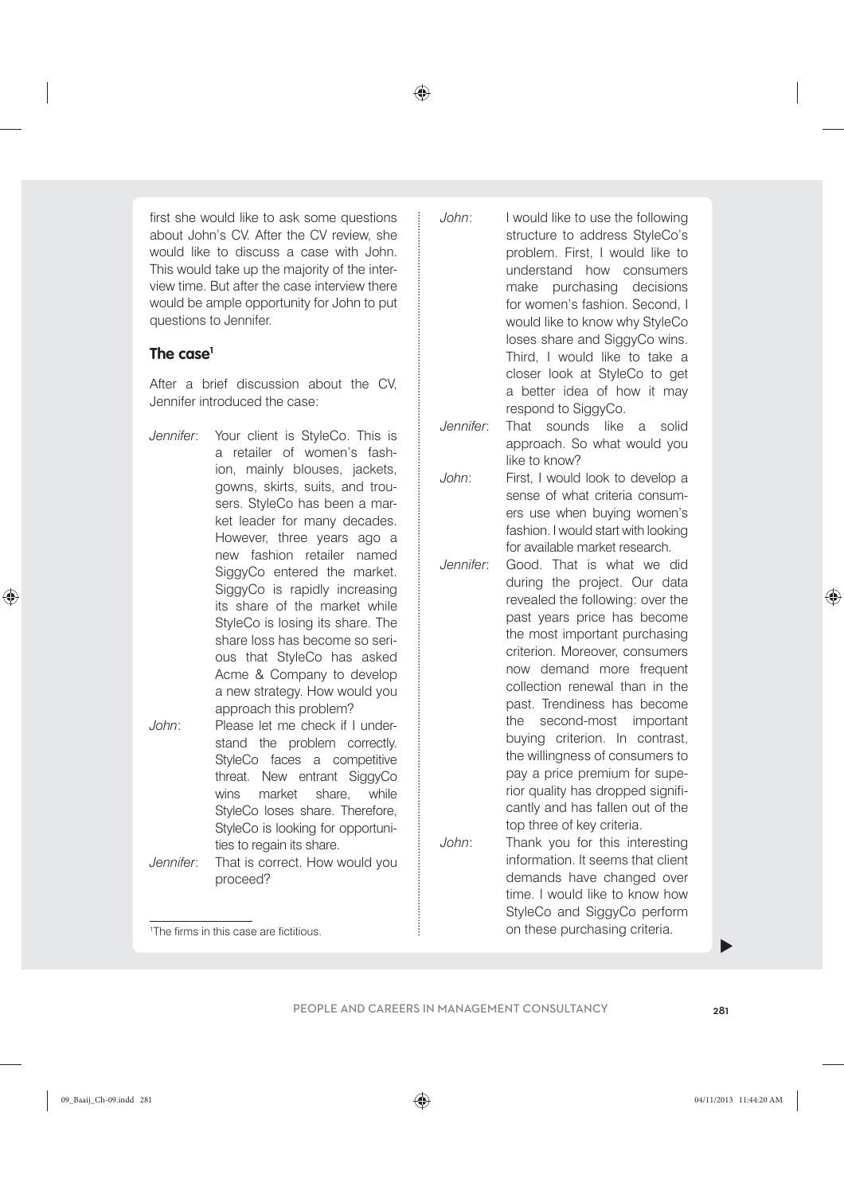first she would like to ask some questions about John's CV. After the CV review, she would like to discuss a case with John. This would take up the majority of the interview time. But after the case interview there would be ample opportunity for John to put questions to Jennifer.

### The case[1]

After a brief discussion about the CV, Jennifer introduced the case:

*Jennifer*: Your client is StyleCo. This is a retailer of women's fashion, mainly blouses, jackets, gowns, skirts, suits, and trousers. StyleCo has been a market leader for many decades. However, three years ago a new fashion retailer named SiggyCo entered the market. SiggyCo is rapidly increasing its share of the market while StyleCo is losing its share. The share loss has become so serious that StyleCo has asked Acme & Company to develop a new strategy. How would you approach this problem?

*John*: Please let me check if I understand the problem correctly. StyleCo faces a competitive threat. New entrant SiggyCo wins market share, while StyleCo loses share. Therefore, StyleCo is looking for opportunities to regain its share.

*Jennifer*: That is correct. How would you proceed?

*John*: I would like to use the following structure to address StyleCo's problem. First, I would like to understand how consumers make purchasing decisions for women's fashion. Second, I would like to know why StyleCo loses share and SiggyCo wins. Third, I would like to take a closer look at StyleCo to get a better idea of how it may respond to SiggyCo.

*Jennifer*: That sounds like a solid approach. So what would you like to know?

*John*: First, I would look to develop a sense of what criteria consumers use when buying women's fashion. I would start with looking for available market research.

*Jennifer*: Good. That is what we did during the project. Our data revealed the following: over the past years price has become the most important purchasing criterion. Moreover, consumers now demand more frequent collection renewal than in the past. Trendiness has become the second-most important buying criterion. In contrast, the willingness of consumers to pay a price premium for superior quality has dropped significantly and has fallen out of the top three of key criteria.

*John*: Thank you for this interesting information. It seems that client demands have changed over time. I would like to know how StyleCo and SiggyCo perform on these purchasing criteria.

[1] The firms in this case are fictitious.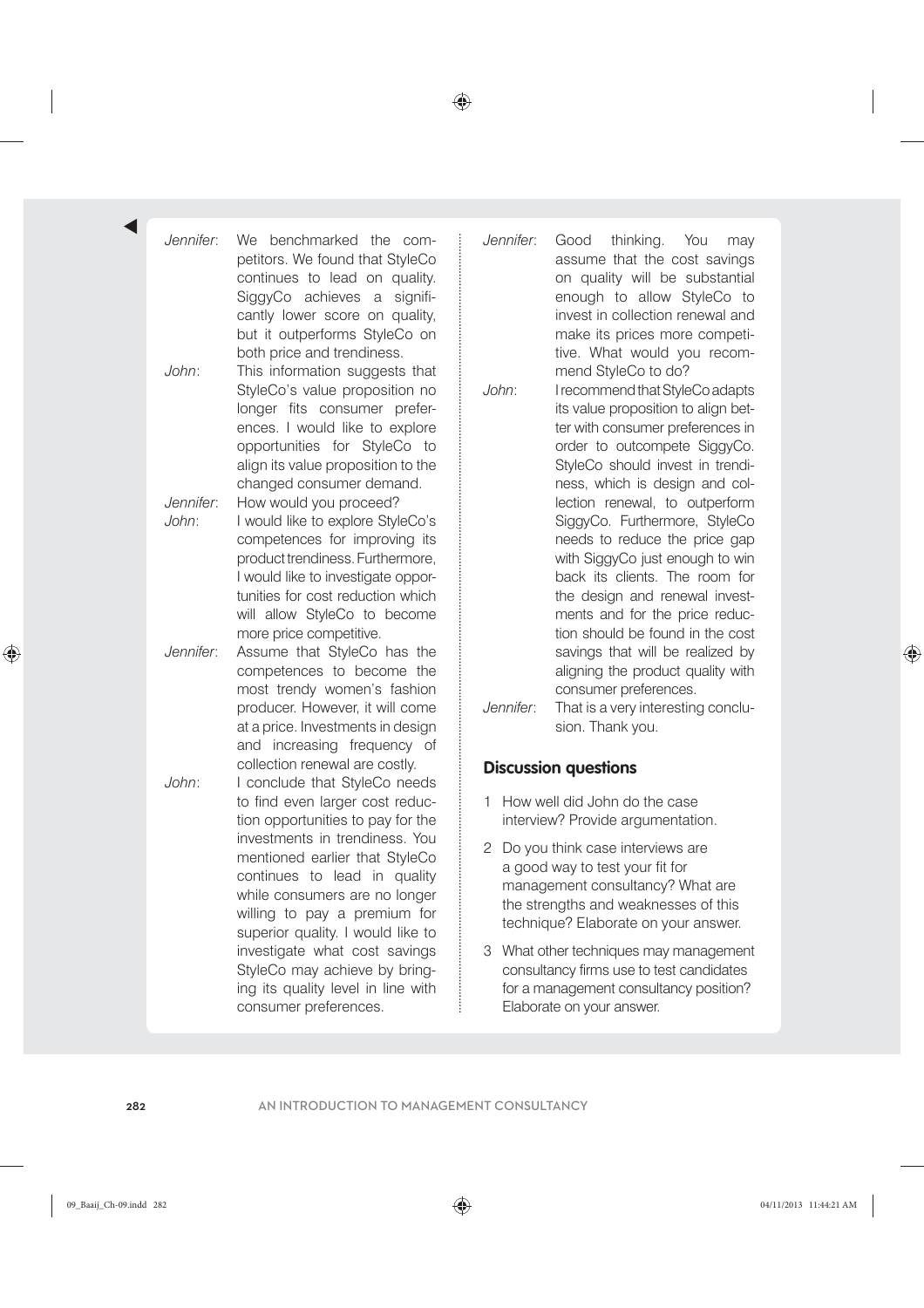*Jennifer*: We benchmarked the competitors. We found that StyleCo continues to lead on quality. SiggyCo achieves a significantly lower score on quality, but it outperforms StyleCo on both price and trendiness.

*John*: This information suggests that StyleCo's value proposition no longer fits consumer preferences. I would like to explore opportunities for StyleCo to align its value proposition to the changed consumer demand.

*Jennifer*: How would you proceed?

*John*: I would like to explore StyleCo's competences for improving its product trendiness. Furthermore, I would like to investigate opportunities for cost reduction which will allow StyleCo to become more price competitive.

*Jennifer*: Assume that StyleCo has the competences to become the most trendy women's fashion producer. However, it will come at a price. Investments in design and increasing frequency of collection renewal are costly.

*John*: I conclude that StyleCo needs to find even larger cost reduction opportunities to pay for the investments in trendiness. You mentioned earlier that StyleCo continues to lead in quality while consumers are no longer willing to pay a premium for superior quality. I would like to investigate what cost savings StyleCo may achieve by bringing its quality level in line with consumer preferences.

*Jennifer*: Good thinking. You may assume that the cost savings on quality will be substantial enough to allow StyleCo to invest in collection renewal and make its prices more competitive. What would you recommend StyleCo to do?

*John*: I recommend that StyleCo adapts its value proposition to align better with consumer preferences in order to outcompete SiggyCo. StyleCo should invest in trendiness, which is design and collection renewal, to outperform SiggyCo. Furthermore, StyleCo needs to reduce the price gap with SiggyCo just enough to win back its clients. The room for the design and renewal investments and for the price reduction should be found in the cost savings that will be realized by aligning the product quality with consumer preferences.

*Jennifer*: That is a very interesting conclusion. Thank you.

### Discussion questions

1. How well did John do the case interview? Provide argumentation.
2. Do you think case interviews are a good way to test your fit for management consultancy? What are the strengths and weaknesses of this technique? Elaborate on your answer.
3. What other techniques may management consultancy firms use to test candidates for a management consultancy position? Elaborate on your answer.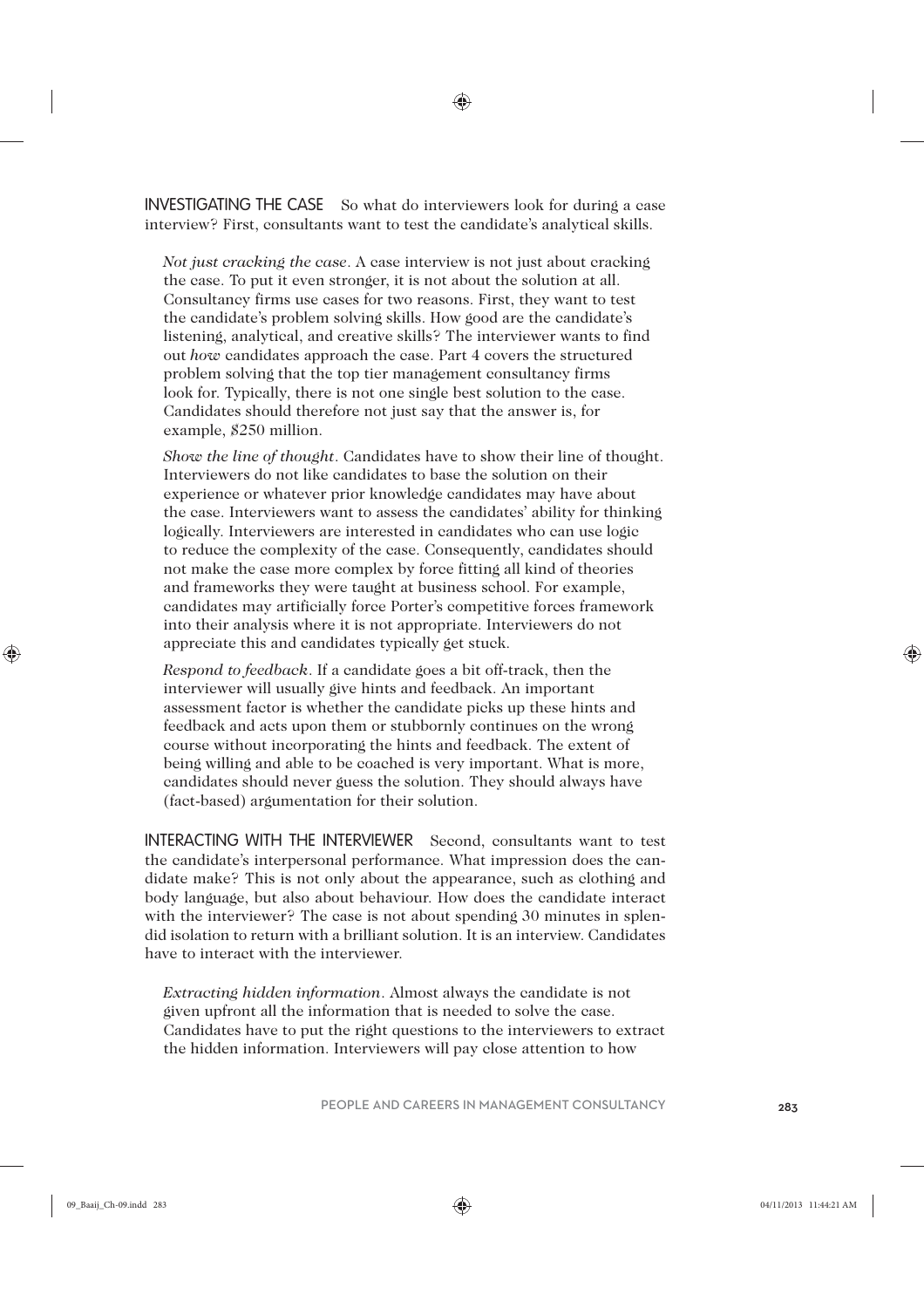**INVESTIGATING THE CASE** So what do interviewers look for during a case interview? First, consultants want to test the candidate's analytical skills.

*Not just cracking the case*. A case interview is not just about cracking the case. To put it even stronger, it is not about the solution at all. Consultancy firms use cases for two reasons. First, they want to test the candidate's problem solving skills. How good are the candidate's listening, analytical, and creative skills? The interviewer wants to find out *how* candidates approach the case. Part 4 covers the structured problem solving that the top tier management consultancy firms look for. Typically, there is not one single best solution to the case. Candidates should therefore not just say that the answer is, for example, $250 million.

*Show the line of thought*. Candidates have to show their line of thought. Interviewers do not like candidates to base the solution on their experience or whatever prior knowledge candidates may have about the case. Interviewers want to assess the candidates' ability for thinking logically. Interviewers are interested in candidates who can use logic to reduce the complexity of the case. Consequently, candidates should not make the case more complex by force fitting all kind of theories and frameworks they were taught at business school. For example, candidates may artificially force Porter's competitive forces framework into their analysis where it is not appropriate. Interviewers do not appreciate this and candidates typically get stuck.

*Respond to feedback*. If a candidate goes a bit off-track, then the interviewer will usually give hints and feedback. An important assessment factor is whether the candidate picks up these hints and feedback and acts upon them or stubbornly continues on the wrong course without incorporating the hints and feedback. The extent of being willing and able to be coached is very important. What is more, candidates should never guess the solution. They should always have (fact-based) argumentation for their solution.

**INTERACTING WITH THE INTERVIEWER** Second, consultants want to test the candidate's interpersonal performance. What impression does the candidate make? This is not only about the appearance, such as clothing and body language, but also about behaviour. How does the candidate interact with the interviewer? The case is not about spending 30 minutes in splendid isolation to return with a brilliant solution. It is an interview. Candidates have to interact with the interviewer.

*Extracting hidden information*. Almost always the candidate is not given upfront all the information that is needed to solve the case. Candidates have to put the right questions to the interviewers to extract the hidden information. Interviewers will pay close attention to how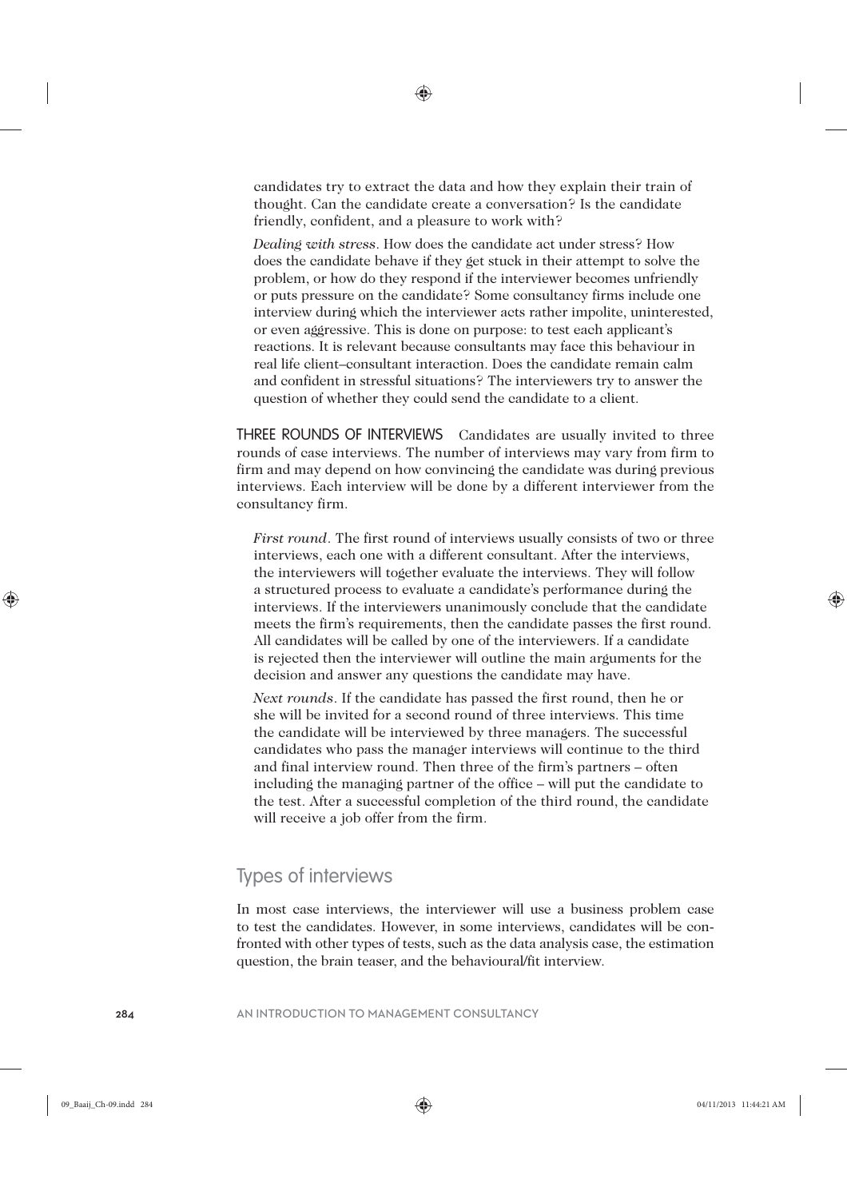candidates try to extract the data and how they explain their train of thought. Can the candidate create a conversation? Is the candidate friendly, confident, and a pleasure to work with?

*Dealing with stress*. How does the candidate act under stress? How does the candidate behave if they get stuck in their attempt to solve the problem, or how do they respond if the interviewer becomes unfriendly or puts pressure on the candidate? Some consultancy firms include one interview during which the interviewer acts rather impolite, uninterested, or even aggressive. This is done on purpose: to test each applicant's reactions. It is relevant because consultants may face this behaviour in real life client–consultant interaction. Does the candidate remain calm and confident in stressful situations? The interviewers try to answer the question of whether they could send the candidate to a client.

THREE ROUNDS OF INTERVIEWS Candidates are usually invited to three rounds of case interviews. The number of interviews may vary from firm to firm and may depend on how convincing the candidate was during previous interviews. Each interview will be done by a different interviewer from the consultancy firm.

*First round*. The first round of interviews usually consists of two or three interviews, each one with a different consultant. After the interviews, the interviewers will together evaluate the interviews. They will follow a structured process to evaluate a candidate's performance during the interviews. If the interviewers unanimously conclude that the candidate meets the firm's requirements, then the candidate passes the first round. All candidates will be called by one of the interviewers. If a candidate is rejected then the interviewer will outline the main arguments for the decision and answer any questions the candidate may have.

*Next rounds*. If the candidate has passed the first round, then he or she will be invited for a second round of three interviews. This time the candidate will be interviewed by three managers. The successful candidates who pass the manager interviews will continue to the third and final interview round. Then three of the firm's partners – often including the managing partner of the office – will put the candidate to the test. After a successful completion of the third round, the candidate will receive a job offer from the firm.

## Types of interviews

In most case interviews, the interviewer will use a business problem case to test the candidates. However, in some interviews, candidates will be confronted with other types of tests, such as the data analysis case, the estimation question, the brain teaser, and the behavioural/fit interview.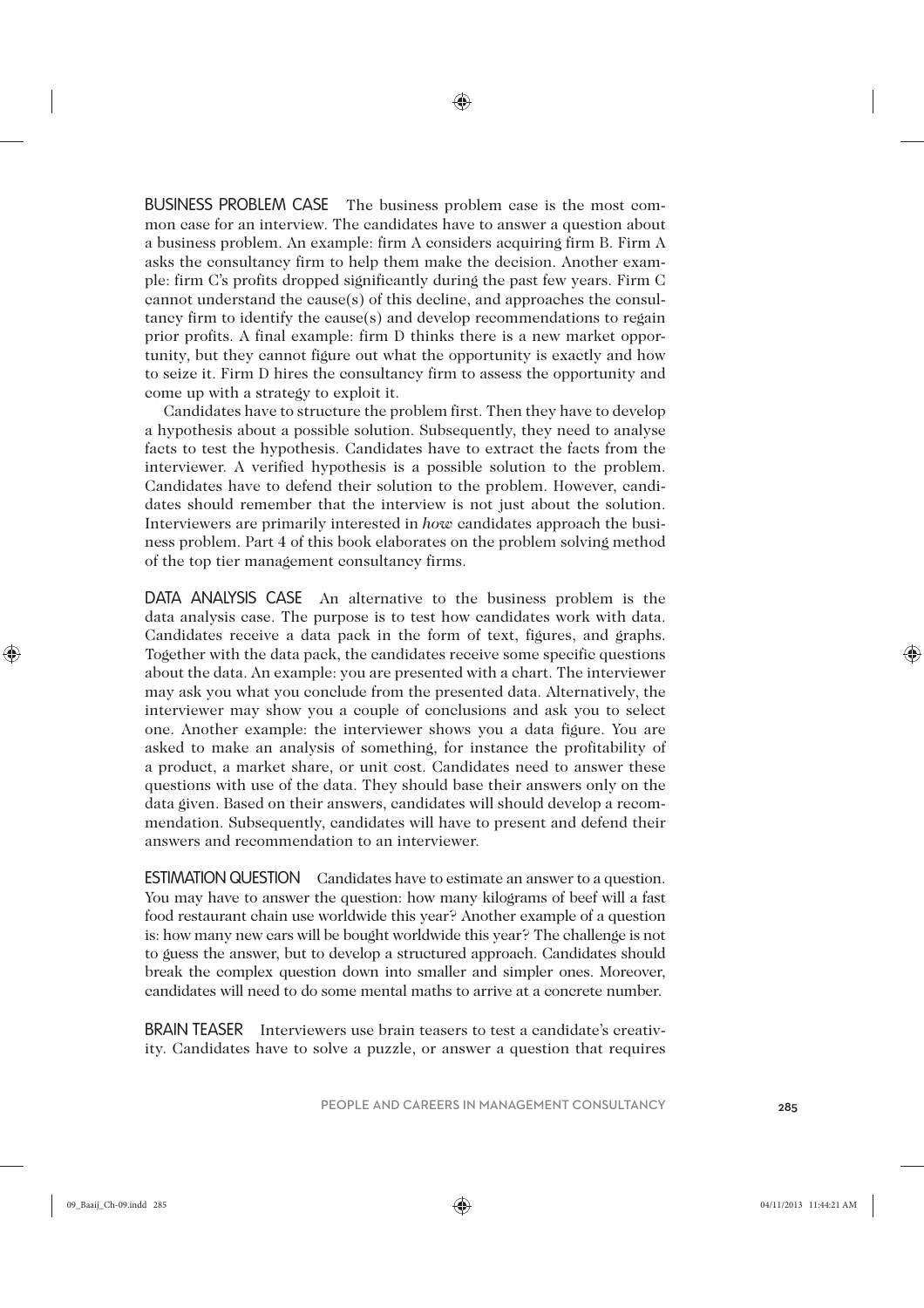**BUSINESS PROBLEM CASE** The business problem case is the most common case for an interview. The candidates have to answer a question about a business problem. An example: firm A considers acquiring firm B. Firm A asks the consultancy firm to help them make the decision. Another example: firm C's profits dropped significantly during the past few years. Firm C cannot understand the cause(s) of this decline, and approaches the consultancy firm to identify the cause(s) and develop recommendations to regain prior profits. A final example: firm D thinks there is a new market opportunity, but they cannot figure out what the opportunity is exactly and how to seize it. Firm D hires the consultancy firm to assess the opportunity and come up with a strategy to exploit it.

Candidates have to structure the problem first. Then they have to develop a hypothesis about a possible solution. Subsequently, they need to analyse facts to test the hypothesis. Candidates have to extract the facts from the interviewer. A verified hypothesis is a possible solution to the problem. Candidates have to defend their solution to the problem. However, candidates should remember that the interview is not just about the solution. Interviewers are primarily interested in *how* candidates approach the business problem. Part 4 of this book elaborates on the problem solving method of the top tier management consultancy firms.

**DATA ANALYSIS CASE** An alternative to the business problem is the data analysis case. The purpose is to test how candidates work with data. Candidates receive a data pack in the form of text, figures, and graphs. Together with the data pack, the candidates receive some specific questions about the data. An example: you are presented with a chart. The interviewer may ask you what you conclude from the presented data. Alternatively, the interviewer may show you a couple of conclusions and ask you to select one. Another example: the interviewer shows you a data figure. You are asked to make an analysis of something, for instance the profitability of a product, a market share, or unit cost. Candidates need to answer these questions with use of the data. They should base their answers only on the data given. Based on their answers, candidates will should develop a recommendation. Subsequently, candidates will have to present and defend their answers and recommendation to an interviewer.

**ESTIMATION QUESTION** Candidates have to estimate an answer to a question. You may have to answer the question: how many kilograms of beef will a fast food restaurant chain use worldwide this year? Another example of a question is: how many new cars will be bought worldwide this year? The challenge is not to guess the answer, but to develop a structured approach. Candidates should break the complex question down into smaller and simpler ones. Moreover, candidates will need to do some mental maths to arrive at a concrete number.

**BRAIN TEASER** Interviewers use brain teasers to test a candidate's creativity. Candidates have to solve a puzzle, or answer a question that requires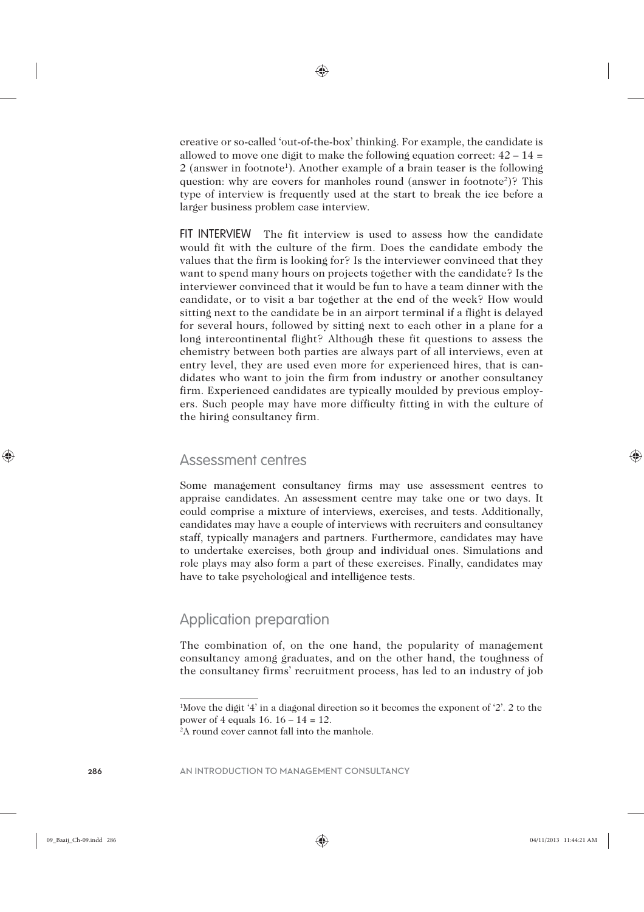creative or so-called 'out-of-the-box' thinking. For example, the candidate is allowed to move one digit to make the following equation correct: $42 - 14 = 2$ (answer in footnote[1]). Another example of a brain teaser is the following question: why are covers for manholes round (answer in footnote[2])? This type of interview is frequently used at the start to break the ice before a larger business problem case interview.

**FIT INTERVIEW** The fit interview is used to assess how the candidate would fit with the culture of the firm. Does the candidate embody the values that the firm is looking for? Is the interviewer convinced that they want to spend many hours on projects together with the candidate? Is the interviewer convinced that it would be fun to have a team dinner with the candidate, or to visit a bar together at the end of the week? How would sitting next to the candidate be in an airport terminal if a flight is delayed for several hours, followed by sitting next to each other in a plane for a long intercontinental flight? Although these fit questions to assess the chemistry between both parties are always part of all interviews, even at entry level, they are used even more for experienced hires, that is candidates who want to join the firm from industry or another consultancy firm. Experienced candidates are typically moulded by previous employers. Such people may have more difficulty fitting in with the culture of the hiring consultancy firm.

## Assessment centres

Some management consultancy firms may use assessment centres to appraise candidates. An assessment centre may take one or two days. It could comprise a mixture of interviews, exercises, and tests. Additionally, candidates may have a couple of interviews with recruiters and consultancy staff, typically managers and partners. Furthermore, candidates may have to undertake exercises, both group and individual ones. Simulations and role plays may also form a part of these exercises. Finally, candidates may have to take psychological and intelligence tests.

## Application preparation

The combination of, on the one hand, the popularity of management consultancy among graduates, and on the other hand, the toughness of the consultancy firms' recruitment process, has led to an industry of job

---

[1] Move the digit '4' in a diagonal direction so it becomes the exponent of '2'. 2 to the power of 4 equals 16. $16 - 14 = 12$.

[2] A round cover cannot fall into the manhole.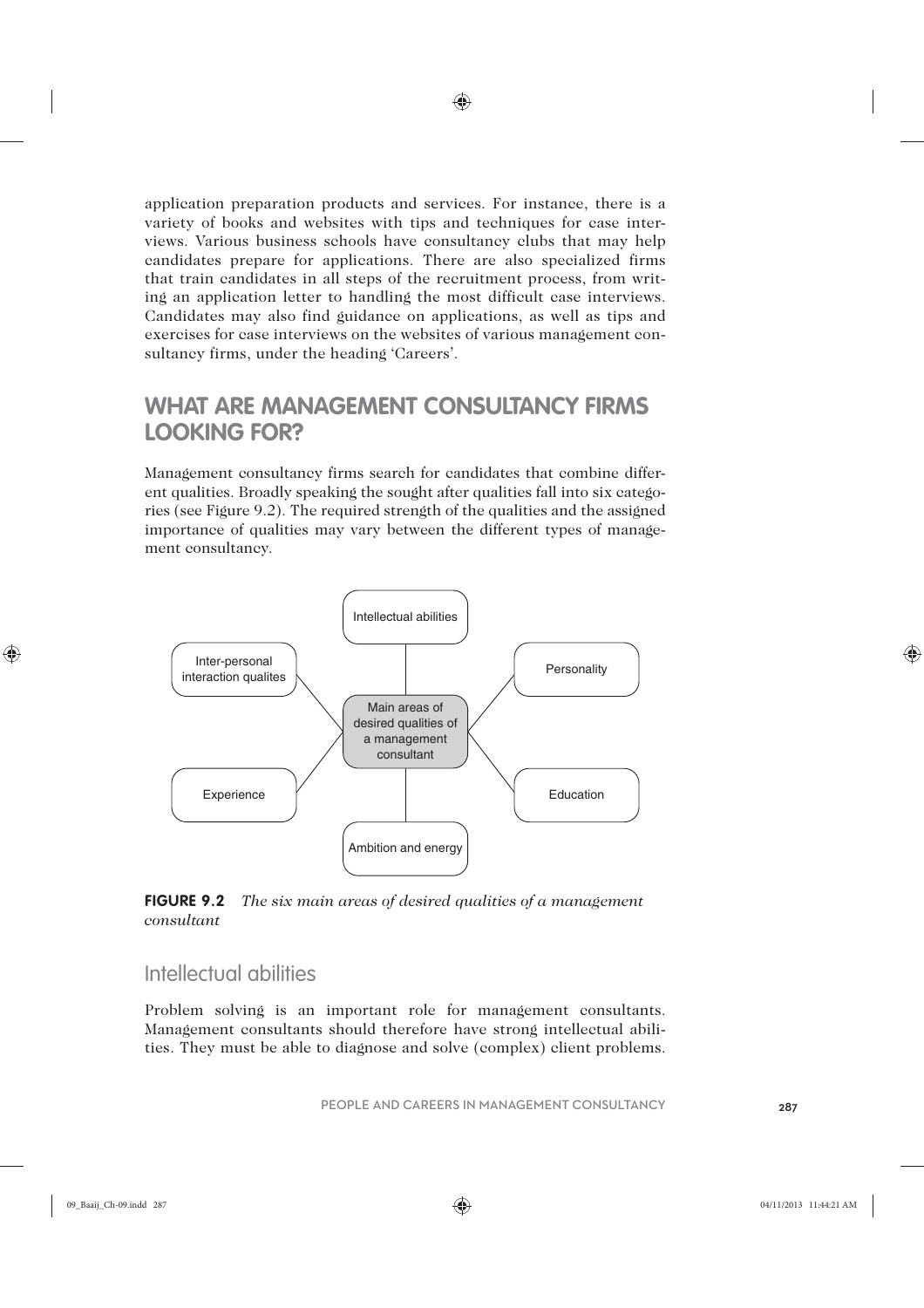application preparation products and services. For instance, there is a variety of books and websites with tips and techniques for case interviews. Various business schools have consultancy clubs that may help candidates prepare for applications. There are also specialized firms that train candidates in all steps of the recruitment process, from writing an application letter to handling the most difficult case interviews. Candidates may also find guidance on applications, as well as tips and exercises for case interviews on the websites of various management consultancy firms, under the heading 'Careers'.

## WHAT ARE MANAGEMENT CONSULTANCY FIRMS LOOKING FOR?

Management consultancy firms search for candidates that combine different qualities. Broadly speaking the sought after qualities fall into six categories (see Figure 9.2). The required strength of the qualities and the assigned importance of qualities may vary between the different types of management consultancy.

**FIGURE 9.2** *The six main areas of desired qualities of a management consultant*

### Intellectual abilities

Problem solving is an important role for management consultants. Management consultants should therefore have strong intellectual abilities. They must be able to diagnose and solve (complex) client problems.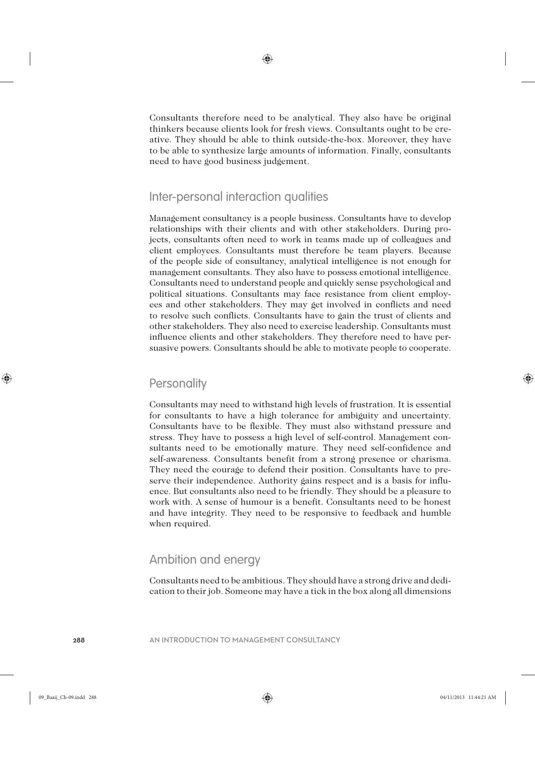Consultants therefore need to be analytical. They also have be original thinkers because clients look for fresh views. Consultants ought to be creative. They should be able to think outside-the-box. Moreover, they have to be able to synthesize large amounts of information. Finally, consultants need to have good business judgement.

## Inter-personal interaction qualities

Management consultancy is a people business. Consultants have to develop relationships with their clients and with other stakeholders. During projects, consultants often need to work in teams made up of colleagues and client employees. Consultants must therefore be team players. Because of the people side of consultancy, analytical intelligence is not enough for management consultants. They also have to possess emotional intelligence. Consultants need to understand people and quickly sense psychological and political situations. Consultants may face resistance from client employees and other stakeholders. They may get involved in conflicts and need to resolve such conflicts. Consultants have to gain the trust of clients and other stakeholders. They also need to exercise leadership. Consultants must influence clients and other stakeholders. They therefore need to have persuasive powers. Consultants should be able to motivate people to cooperate.

## Personality

Consultants may need to withstand high levels of frustration. It is essential for consultants to have a high tolerance for ambiguity and uncertainty. Consultants have to be flexible. They must also withstand pressure and stress. They have to possess a high level of self-control. Management consultants need to be emotionally mature. They need self-confidence and self-awareness. Consultants benefit from a strong presence or charisma. They need the courage to defend their position. Consultants have to preserve their independence. Authority gains respect and is a basis for influence. But consultants also need to be friendly. They should be a pleasure to work with. A sense of humour is a benefit. Consultants need to be honest and have integrity. They need to be responsive to feedback and humble when required.

## Ambition and energy

Consultants need to be ambitious. They should have a strong drive and dedication to their job. Someone may have a tick in the box along all dimensions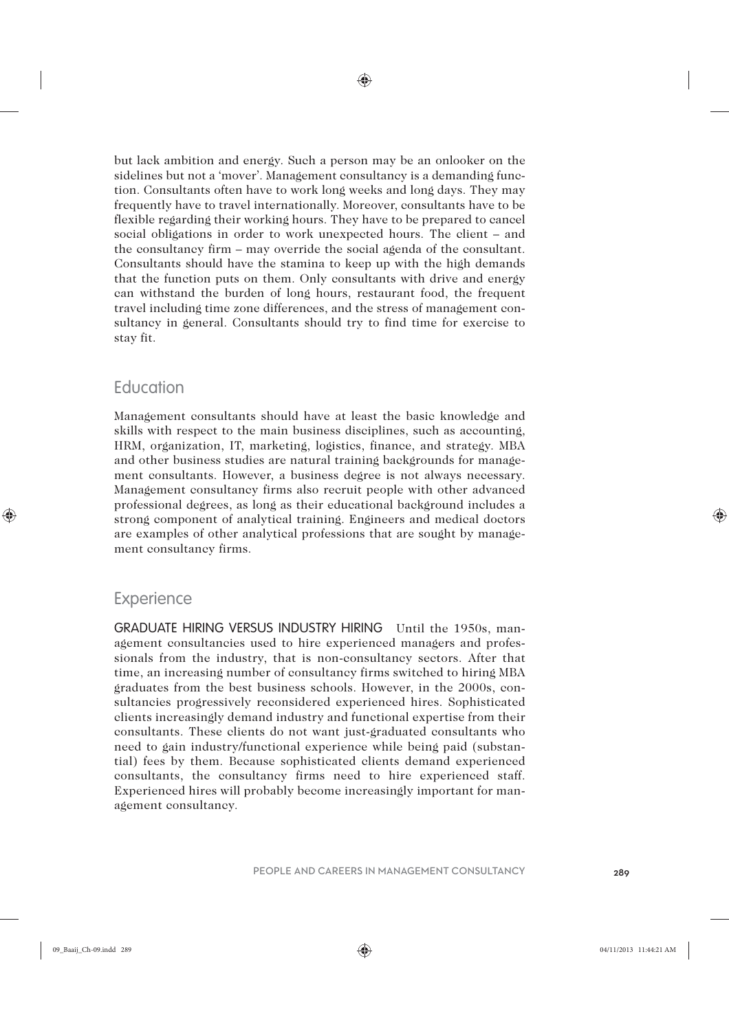but lack ambition and energy. Such a person may be an onlooker on the sidelines but not a 'mover'. Management consultancy is a demanding function. Consultants often have to work long weeks and long days. They may frequently have to travel internationally. Moreover, consultants have to be flexible regarding their working hours. They have to be prepared to cancel social obligations in order to work unexpected hours. The client – and the consultancy firm – may override the social agenda of the consultant. Consultants should have the stamina to keep up with the high demands that the function puts on them. Only consultants with drive and energy can withstand the burden of long hours, restaurant food, the frequent travel including time zone differences, and the stress of management consultancy in general. Consultants should try to find time for exercise to stay fit.

## Education

Management consultants should have at least the basic knowledge and skills with respect to the main business disciplines, such as accounting, HRM, organization, IT, marketing, logistics, finance, and strategy. MBA and other business studies are natural training backgrounds for management consultants. However, a business degree is not always necessary. Management consultancy firms also recruit people with other advanced professional degrees, as long as their educational background includes a strong component of analytical training. Engineers and medical doctors are examples of other analytical professions that are sought by management consultancy firms.

## Experience

**GRADUATE HIRING VERSUS INDUSTRY HIRING** Until the 1950s, management consultancies used to hire experienced managers and professionals from the industry, that is non-consultancy sectors. After that time, an increasing number of consultancy firms switched to hiring MBA graduates from the best business schools. However, in the 2000s, consultancies progressively reconsidered experienced hires. Sophisticated clients increasingly demand industry and functional expertise from their consultants. These clients do not want just-graduated consultants who need to gain industry/functional experience while being paid (substantial) fees by them. Because sophisticated clients demand experienced consultants, the consultancy firms need to hire experienced staff. Experienced hires will probably become increasingly important for management consultancy.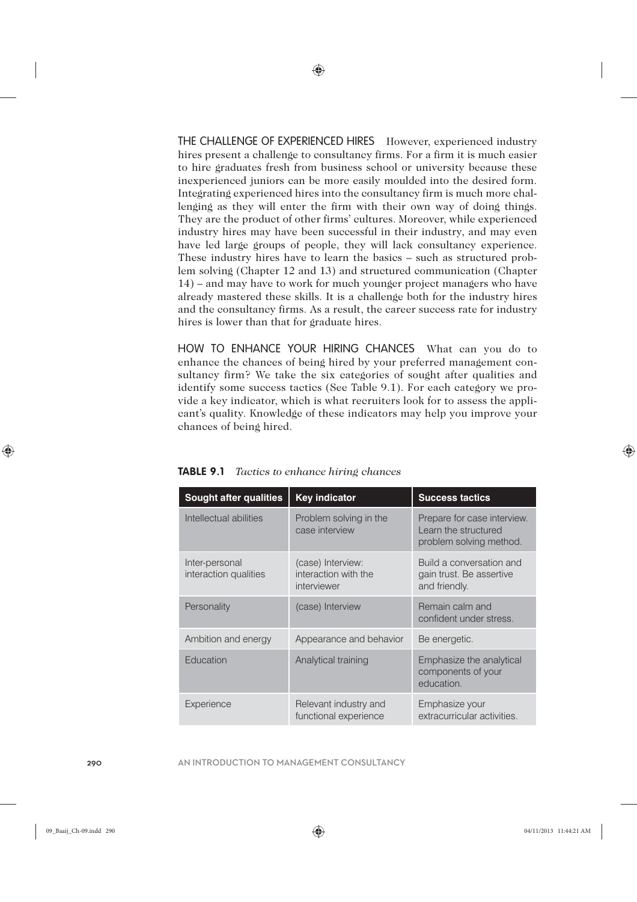THE CHALLENGE OF EXPERIENCED HIRES However, experienced industry hires present a challenge to consultancy firms. For a firm it is much easier to hire graduates fresh from business school or university because these inexperienced juniors can be more easily moulded into the desired form. Integrating experienced hires into the consultancy firm is much more challenging as they will enter the firm with their own way of doing things. They are the product of other firms' cultures. Moreover, while experienced industry hires may have been successful in their industry, and may even have led large groups of people, they will lack consultancy experience. These industry hires have to learn the basics – such as structured problem solving (Chapter 12 and 13) and structured communication (Chapter 14) – and may have to work for much younger project managers who have already mastered these skills. It is a challenge both for the industry hires and the consultancy firms. As a result, the career success rate for industry hires is lower than that for graduate hires.

HOW TO ENHANCE YOUR HIRING CHANCES What can you do to enhance the chances of being hired by your preferred management consultancy firm? We take the six categories of sought after qualities and identify some success tactics (See Table 9.1). For each category we provide a key indicator, which is what recruiters look for to assess the applicant's quality. Knowledge of these indicators may help you improve your chances of being hired.

**TABLE 9.1** *Tactics to enhance hiring chances*

| Sought after qualities | Key indicator | Success tactics |
|---|---|---|
| Intellectual abilities | Problem solving in the case interview | Prepare for case interview. Learn the structured problem solving method. |
| Inter-personal interaction qualities | (case) Interview: interaction with the interviewer | Build a conversation and gain trust. Be assertive and friendly. |
| Personality | (case) Interview | Remain calm and confident under stress. |
| Ambition and energy | Appearance and behavior | Be energetic. |
| Education | Analytical training | Emphasize the analytical components of your education. |
| Experience | Relevant industry and functional experience | Emphasize your extracurricular activities. |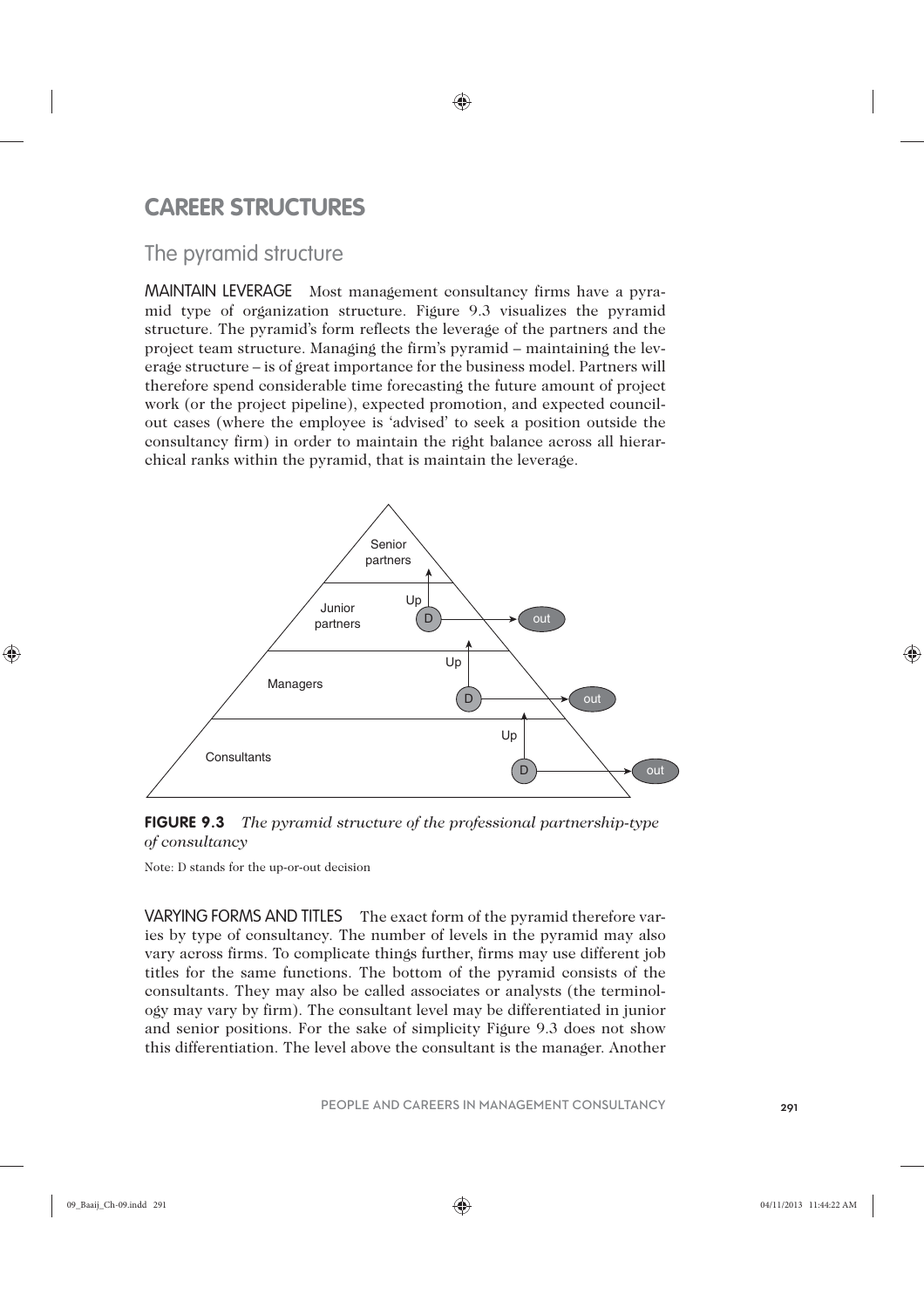# CAREER STRUCTURES

## The pyramid structure

MAINTAIN LEVERAGE Most management consultancy firms have a pyramid type of organization structure. Figure 9.3 visualizes the pyramid structure. The pyramid's form reflects the leverage of the partners and the project team structure. Managing the firm's pyramid – maintaining the leverage structure – is of great importance for the business model. Partners will therefore spend considerable time forecasting the future amount of project work (or the project pipeline), expected promotion, and expected council-out cases (where the employee is 'advised' to seek a position outside the consultancy firm) in order to maintain the right balance across all hierarchical ranks within the pyramid, that is maintain the leverage.

**FIGURE 9.3** *The pyramid structure of the professional partnership-type of consultancy*

Note: D stands for the up-or-out decision

VARYING FORMS AND TITLES The exact form of the pyramid therefore varies by type of consultancy. The number of levels in the pyramid may also vary across firms. To complicate things further, firms may use different job titles for the same functions. The bottom of the pyramid consists of the consultants. They may also be called associates or analysts (the terminology may vary by firm). The consultant level may be differentiated in junior and senior positions. For the sake of simplicity Figure 9.3 does not show this differentiation. The level above the consultant is the manager. Another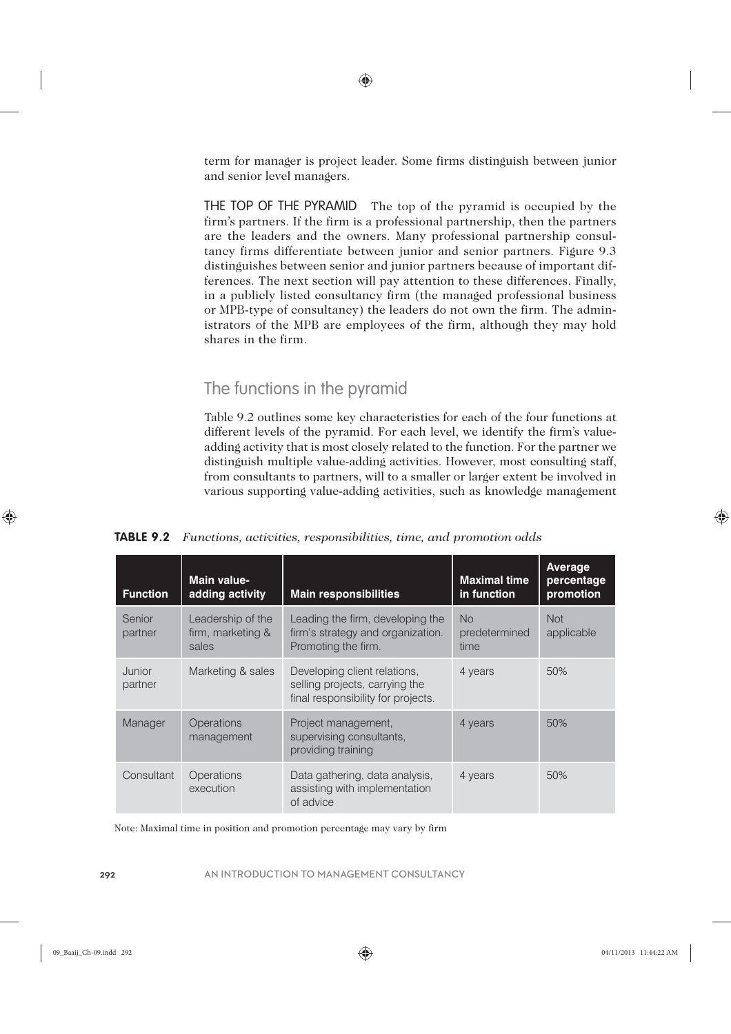term for manager is project leader. Some firms distinguish between junior and senior level managers.

**THE TOP OF THE PYRAMID** The top of the pyramid is occupied by the firm's partners. If the firm is a professional partnership, then the partners are the leaders and the owners. Many professional partnership consultancy firms differentiate between junior and senior partners. Figure 9.3 distinguishes between senior and junior partners because of important differences. The next section will pay attention to these differences. Finally, in a publicly listed consultancy firm (the managed professional business or MPB-type of consultancy) the leaders do not own the firm. The administrators of the MPB are employees of the firm, although they may hold shares in the firm.

## The functions in the pyramid

Table 9.2 outlines some key characteristics for each of the four functions at different levels of the pyramid. For each level, we identify the firm's value-adding activity that is most closely related to the function. For the partner we distinguish multiple value-adding activities. However, most consulting staff, from consultants to partners, will to a smaller or larger extent be involved in various supporting value-adding activities, such as knowledge management

**TABLE 9.2** *Functions, activities, responsibilities, time, and promotion odds*

| Function | Main value-adding activity | Main responsibilities | Maximal time in function | Average percentage promotion |
|---|---|---|---|---|
| Senior partner | Leadership of the firm, marketing & sales | Leading the firm, developing the firm's strategy and organization. Promoting the firm. | No predetermined time | Not applicable |
| Junior partner | Marketing & sales | Developing client relations, selling projects, carrying the final responsibility for projects. | 4 years | 50% |
| Manager | Operations management | Project management, supervising consultants, providing training | 4 years | 50% |
| Consultant | Operations execution | Data gathering, data analysis, assisting with implementation of advice | 4 years | 50% |

Note: Maximal time in position and promotion percentage may vary by firm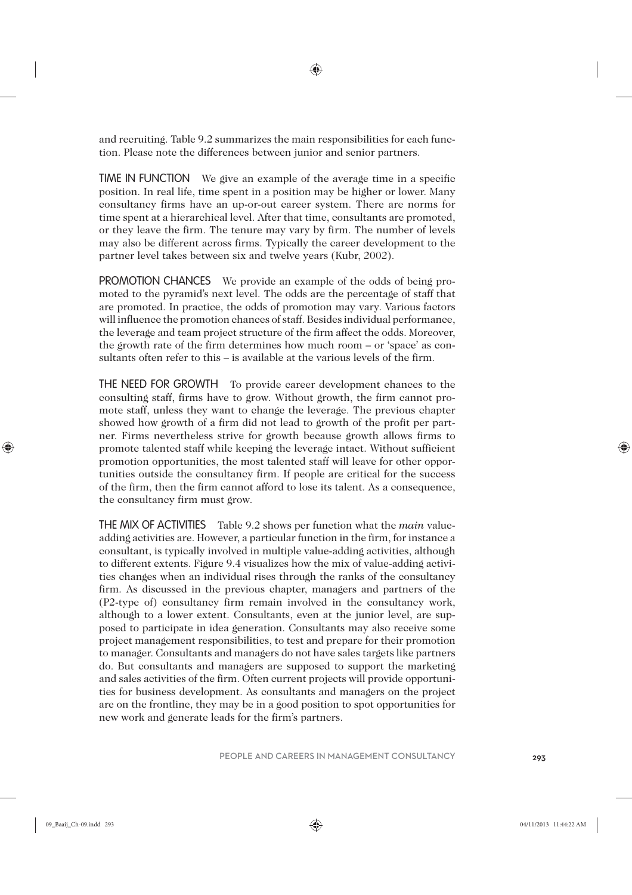and recruiting. Table 9.2 summarizes the main responsibilities for each function. Please note the differences between junior and senior partners.

**TIME IN FUNCTION** We give an example of the average time in a specific position. In real life, time spent in a position may be higher or lower. Many consultancy firms have an up-or-out career system. There are norms for time spent at a hierarchical level. After that time, consultants are promoted, or they leave the firm. The tenure may vary by firm. The number of levels may also be different across firms. Typically the career development to the partner level takes between six and twelve years (Kubr, 2002).

**PROMOTION CHANCES** We provide an example of the odds of being promoted to the pyramid's next level. The odds are the percentage of staff that are promoted. In practice, the odds of promotion may vary. Various factors will influence the promotion chances of staff. Besides individual performance, the leverage and team project structure of the firm affect the odds. Moreover, the growth rate of the firm determines how much room – or 'space' as consultants often refer to this – is available at the various levels of the firm.

**THE NEED FOR GROWTH** To provide career development chances to the consulting staff, firms have to grow. Without growth, the firm cannot promote staff, unless they want to change the leverage. The previous chapter showed how growth of a firm did not lead to growth of the profit per partner. Firms nevertheless strive for growth because growth allows firms to promote talented staff while keeping the leverage intact. Without sufficient promotion opportunities, the most talented staff will leave for other opportunities outside the consultancy firm. If people are critical for the success of the firm, then the firm cannot afford to lose its talent. As a consequence, the consultancy firm must grow.

**THE MIX OF ACTIVITIES** Table 9.2 shows per function what the *main* value-adding activities are. However, a particular function in the firm, for instance a consultant, is typically involved in multiple value-adding activities, although to different extents. Figure 9.4 visualizes how the mix of value-adding activities changes when an individual rises through the ranks of the consultancy firm. As discussed in the previous chapter, managers and partners of the (P2-type of) consultancy firm remain involved in the consultancy work, although to a lower extent. Consultants, even at the junior level, are supposed to participate in idea generation. Consultants may also receive some project management responsibilities, to test and prepare for their promotion to manager. Consultants and managers do not have sales targets like partners do. But consultants and managers are supposed to support the marketing and sales activities of the firm. Often current projects will provide opportunities for business development. As consultants and managers on the project are on the frontline, they may be in a good position to spot opportunities for new work and generate leads for the firm's partners.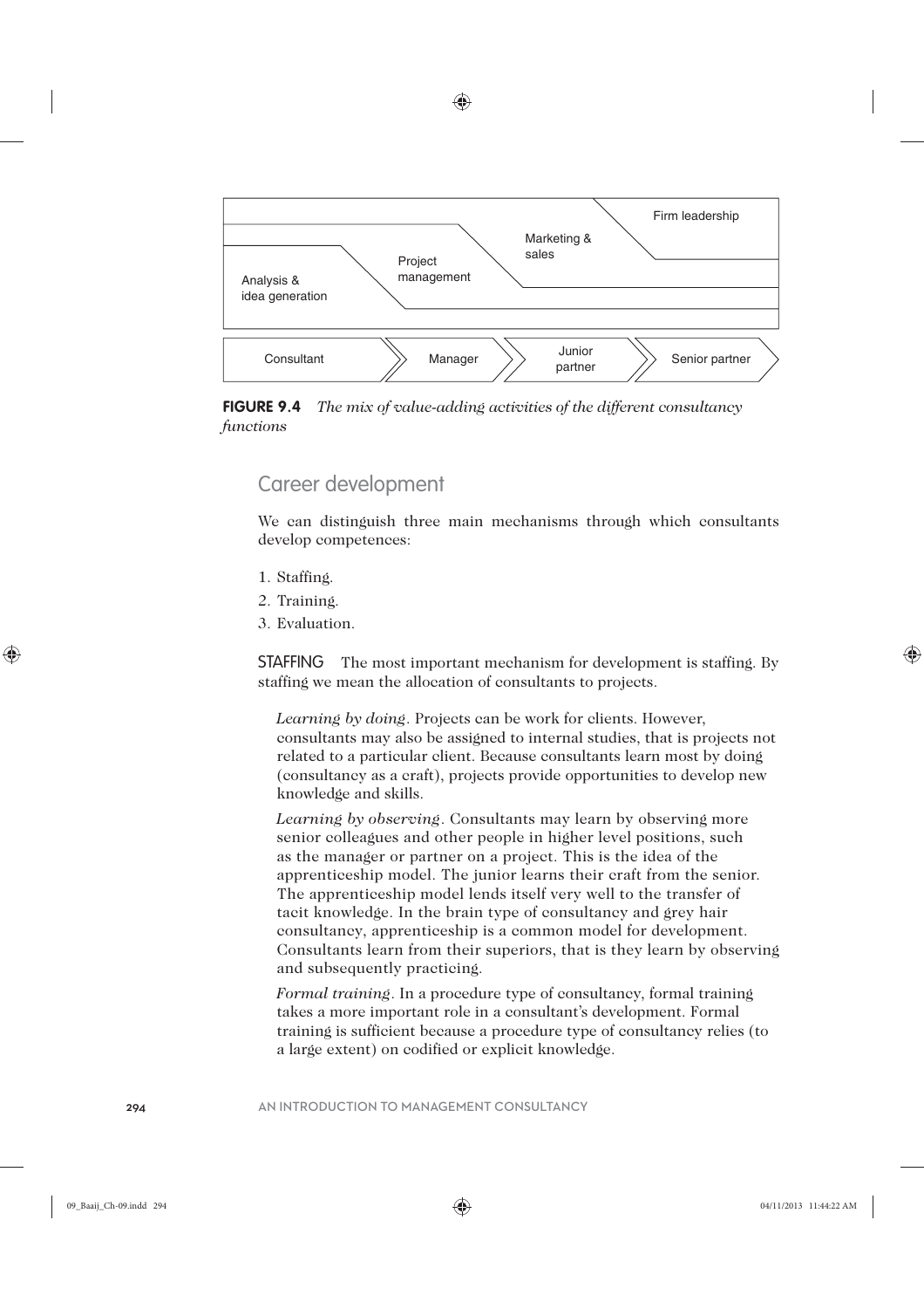Firm leadership

Marketing & sales

Project management

Analysis & idea generation

Consultant → Manager → Junior partner → Senior partner

**FIGURE 9.4** *The mix of value-adding activities of the different consultancy functions*

## Career development

We can distinguish three main mechanisms through which consultants develop competences:

1. Staffing.
2. Training.
3. Evaluation.

STAFFING The most important mechanism for development is staffing. By staffing we mean the allocation of consultants to projects.

*Learning by doing*. Projects can be work for clients. However, consultants may also be assigned to internal studies, that is projects not related to a particular client. Because consultants learn most by doing (consultancy as a craft), projects provide opportunities to develop new knowledge and skills.

*Learning by observing*. Consultants may learn by observing more senior colleagues and other people in higher level positions, such as the manager or partner on a project. This is the idea of the apprenticeship model. The junior learns their craft from the senior. The apprenticeship model lends itself very well to the transfer of tacit knowledge. In the brain type of consultancy and grey hair consultancy, apprenticeship is a common model for development. Consultants learn from their superiors, that is they learn by observing and subsequently practicing.

*Formal training*. In a procedure type of consultancy, formal training takes a more important role in a consultant's development. Formal training is sufficient because a procedure type of consultancy relies (to a large extent) on codified or explicit knowledge.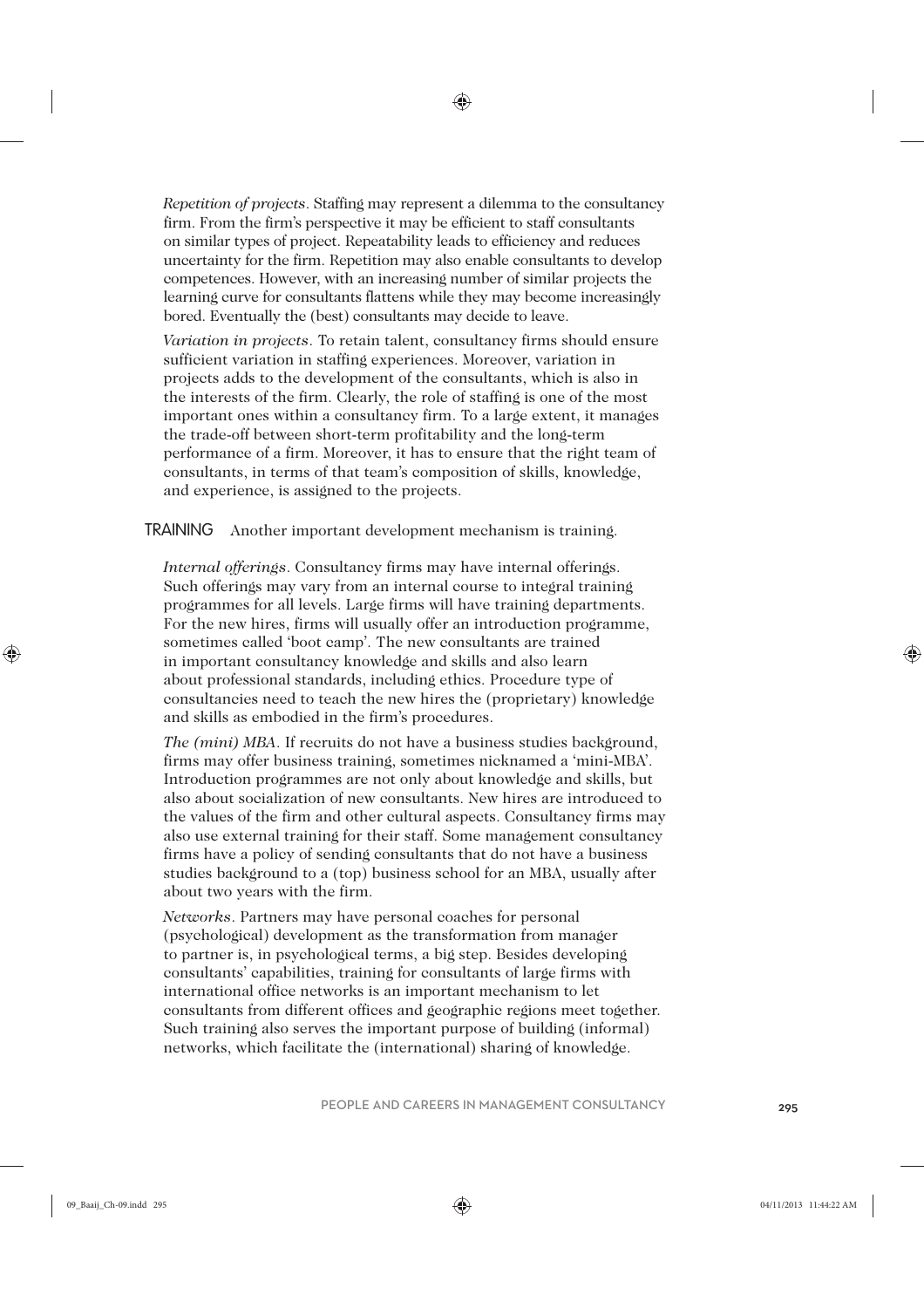*Repetition of projects*. Staffing may represent a dilemma to the consultancy firm. From the firm's perspective it may be efficient to staff consultants on similar types of project. Repeatability leads to efficiency and reduces uncertainty for the firm. Repetition may also enable consultants to develop competences. However, with an increasing number of similar projects the learning curve for consultants flattens while they may become increasingly bored. Eventually the (best) consultants may decide to leave.

*Variation in projects*. To retain talent, consultancy firms should ensure sufficient variation in staffing experiences. Moreover, variation in projects adds to the development of the consultants, which is also in the interests of the firm. Clearly, the role of staffing is one of the most important ones within a consultancy firm. To a large extent, it manages the trade-off between short-term profitability and the long-term performance of a firm. Moreover, it has to ensure that the right team of consultants, in terms of that team's composition of skills, knowledge, and experience, is assigned to the projects.

TRAINING Another important development mechanism is training.

*Internal offerings*. Consultancy firms may have internal offerings. Such offerings may vary from an internal course to integral training programmes for all levels. Large firms will have training departments. For the new hires, firms will usually offer an introduction programme, sometimes called 'boot camp'. The new consultants are trained in important consultancy knowledge and skills and also learn about professional standards, including ethics. Procedure type of consultancies need to teach the new hires the (proprietary) knowledge and skills as embodied in the firm's procedures.

*The (mini) MBA*. If recruits do not have a business studies background, firms may offer business training, sometimes nicknamed a 'mini-MBA'. Introduction programmes are not only about knowledge and skills, but also about socialization of new consultants. New hires are introduced to the values of the firm and other cultural aspects. Consultancy firms may also use external training for their staff. Some management consultancy firms have a policy of sending consultants that do not have a business studies background to a (top) business school for an MBA, usually after about two years with the firm.

*Networks*. Partners may have personal coaches for personal (psychological) development as the transformation from manager to partner is, in psychological terms, a big step. Besides developing consultants' capabilities, training for consultants of large firms with international office networks is an important mechanism to let consultants from different offices and geographic regions meet together. Such training also serves the important purpose of building (informal) networks, which facilitate the (international) sharing of knowledge.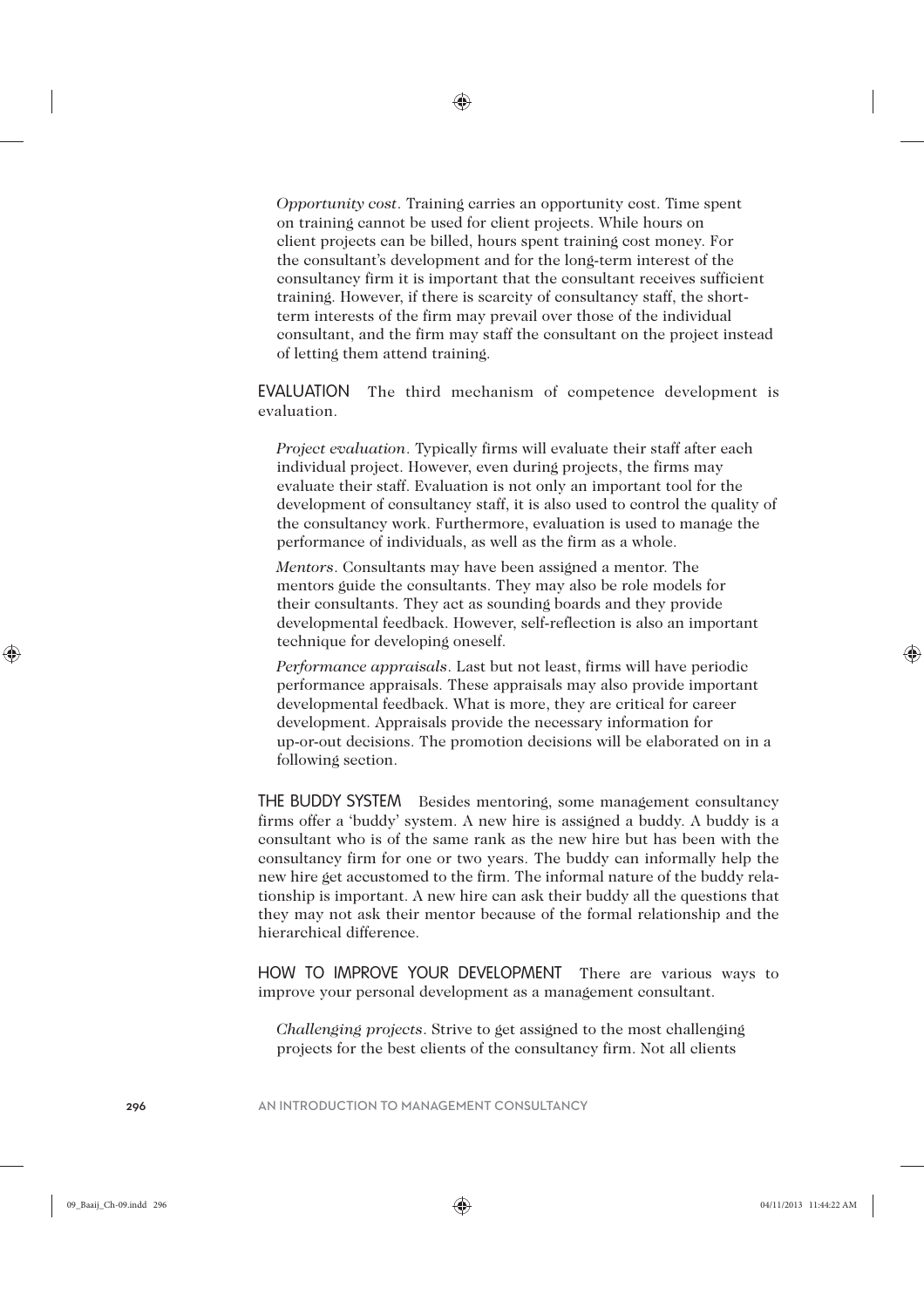*Opportunity cost*. Training carries an opportunity cost. Time spent on training cannot be used for client projects. While hours on client projects can be billed, hours spent training cost money. For the consultant's development and for the long-term interest of the consultancy firm it is important that the consultant receives sufficient training. However, if there is scarcity of consultancy staff, the short-term interests of the firm may prevail over those of the individual consultant, and the firm may staff the consultant on the project instead of letting them attend training.

EVALUATION The third mechanism of competence development is evaluation.

*Project evaluation*. Typically firms will evaluate their staff after each individual project. However, even during projects, the firms may evaluate their staff. Evaluation is not only an important tool for the development of consultancy staff, it is also used to control the quality of the consultancy work. Furthermore, evaluation is used to manage the performance of individuals, as well as the firm as a whole.

*Mentors*. Consultants may have been assigned a mentor. The mentors guide the consultants. They may also be role models for their consultants. They act as sounding boards and they provide developmental feedback. However, self-reflection is also an important technique for developing oneself.

*Performance appraisals*. Last but not least, firms will have periodic performance appraisals. These appraisals may also provide important developmental feedback. What is more, they are critical for career development. Appraisals provide the necessary information for up-or-out decisions. The promotion decisions will be elaborated on in a following section.

THE BUDDY SYSTEM Besides mentoring, some management consultancy firms offer a 'buddy' system. A new hire is assigned a buddy. A buddy is a consultant who is of the same rank as the new hire but has been with the consultancy firm for one or two years. The buddy can informally help the new hire get accustomed to the firm. The informal nature of the buddy relationship is important. A new hire can ask their buddy all the questions that they may not ask their mentor because of the formal relationship and the hierarchical difference.

HOW TO IMPROVE YOUR DEVELOPMENT There are various ways to improve your personal development as a management consultant.

*Challenging projects*. Strive to get assigned to the most challenging projects for the best clients of the consultancy firm. Not all clients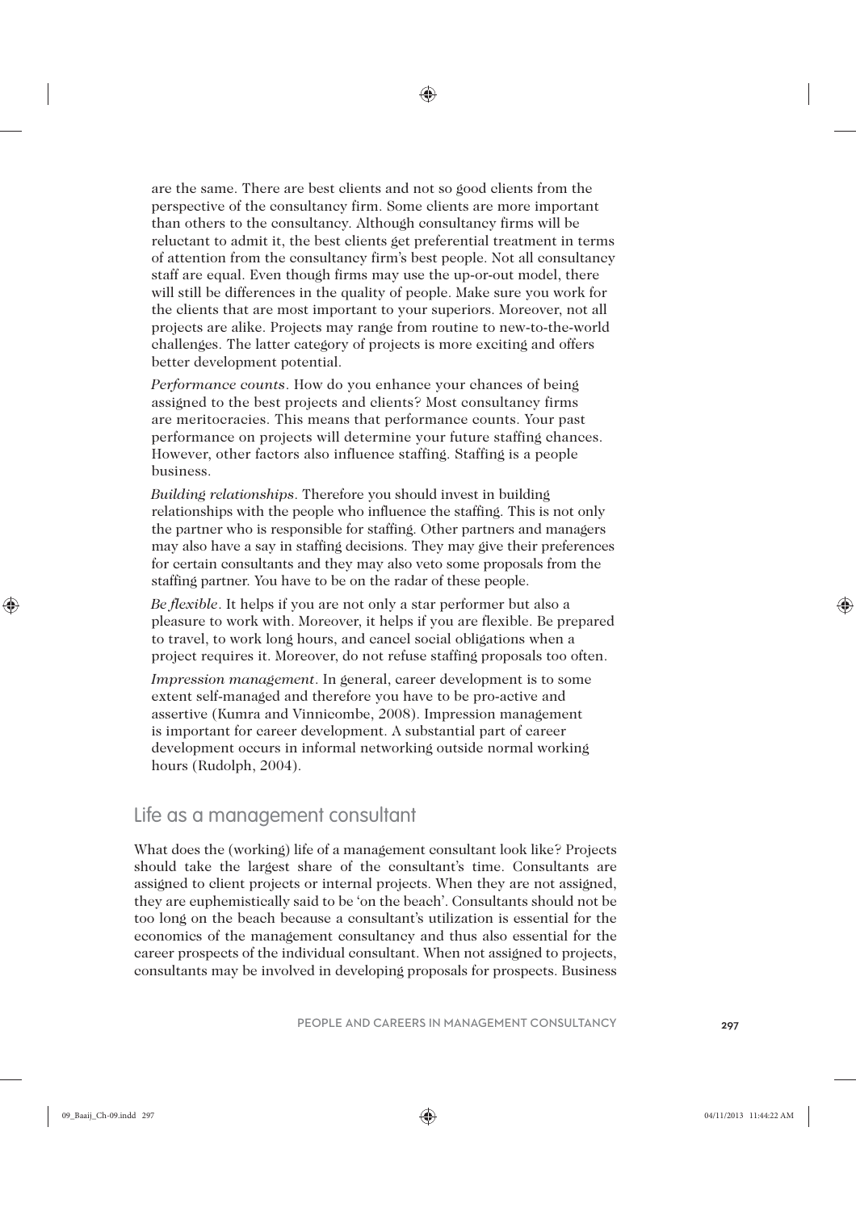are the same. There are best clients and not so good clients from the perspective of the consultancy firm. Some clients are more important than others to the consultancy. Although consultancy firms will be reluctant to admit it, the best clients get preferential treatment in terms of attention from the consultancy firm's best people. Not all consultancy staff are equal. Even though firms may use the up-or-out model, there will still be differences in the quality of people. Make sure you work for the clients that are most important to your superiors. Moreover, not all projects are alike. Projects may range from routine to new-to-the-world challenges. The latter category of projects is more exciting and offers better development potential.

*Performance counts*. How do you enhance your chances of being assigned to the best projects and clients? Most consultancy firms are meritocracies. This means that performance counts. Your past performance on projects will determine your future staffing chances. However, other factors also influence staffing. Staffing is a people business.

*Building relationships*. Therefore you should invest in building relationships with the people who influence the staffing. This is not only the partner who is responsible for staffing. Other partners and managers may also have a say in staffing decisions. They may give their preferences for certain consultants and they may also veto some proposals from the staffing partner. You have to be on the radar of these people.

*Be flexible*. It helps if you are not only a star performer but also a pleasure to work with. Moreover, it helps if you are flexible. Be prepared to travel, to work long hours, and cancel social obligations when a project requires it. Moreover, do not refuse staffing proposals too often.

*Impression management*. In general, career development is to some extent self-managed and therefore you have to be pro-active and assertive (Kumra and Vinnicombe, 2008). Impression management is important for career development. A substantial part of career development occurs in informal networking outside normal working hours (Rudolph, 2004).

## Life as a management consultant

What does the (working) life of a management consultant look like? Projects should take the largest share of the consultant's time. Consultants are assigned to client projects or internal projects. When they are not assigned, they are euphemistically said to be 'on the beach'. Consultants should not be too long on the beach because a consultant's utilization is essential for the economics of the management consultancy and thus also essential for the career prospects of the individual consultant. When not assigned to projects, consultants may be involved in developing proposals for prospects. Business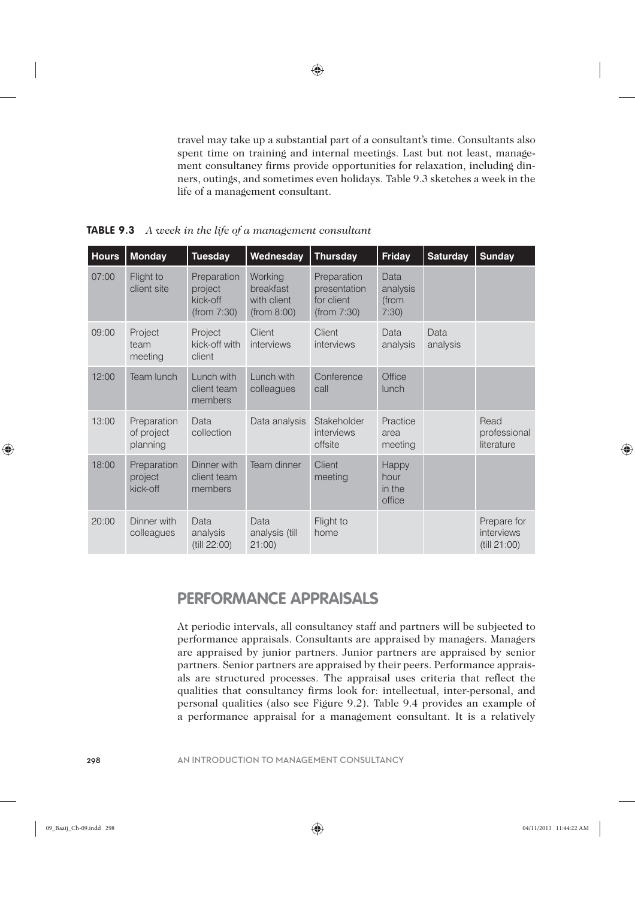travel may take up a substantial part of a consultant's time. Consultants also spent time on training and internal meetings. Last but not least, management consultancy firms provide opportunities for relaxation, including dinners, outings, and sometimes even holidays. Table 9.3 sketches a week in the life of a management consultant.

**TABLE 9.3** *A week in the life of a management consultant*

| Hours | Monday | Tuesday | Wednesday | Thursday | Friday | Saturday | Sunday |
|---|---|---|---|---|---|---|---|
| 07:00 | Flight to client site | Preparation project kick-off (from 7:30) | Working breakfast with client (from 8:00) | Preparation presentation for client (from 7:30) | Data analysis (from 7:30) | | |
| 09:00 | Project team meeting | Project kick-off with client | Client interviews | Client interviews | Data analysis | Data analysis | |
| 12:00 | Team lunch | Lunch with client team members | Lunch with colleagues | Conference call | Office lunch | | |
| 13:00 | Preparation of project planning | Data collection | Data analysis | Stakeholder interviews offsite | Practice area meeting | | Read professional literature |
| 18:00 | Preparation project kick-off | Dinner with client team members | Team dinner | Client meeting | Happy hour in the office | | |
| 20:00 | Dinner with colleagues | Data analysis (till 22:00) | Data analysis (till 21:00) | Flight to home | | | Prepare for interviews (till 21:00) |

## PERFORMANCE APPRAISALS

At periodic intervals, all consultancy staff and partners will be subjected to performance appraisals. Consultants are appraised by managers. Managers are appraised by junior partners. Junior partners are appraised by senior partners. Senior partners are appraised by their peers. Performance appraisals are structured processes. The appraisal uses criteria that reflect the qualities that consultancy firms look for: intellectual, inter-personal, and personal qualities (also see Figure 9.2). Table 9.4 provides an example of a performance appraisal for a management consultant. It is a relatively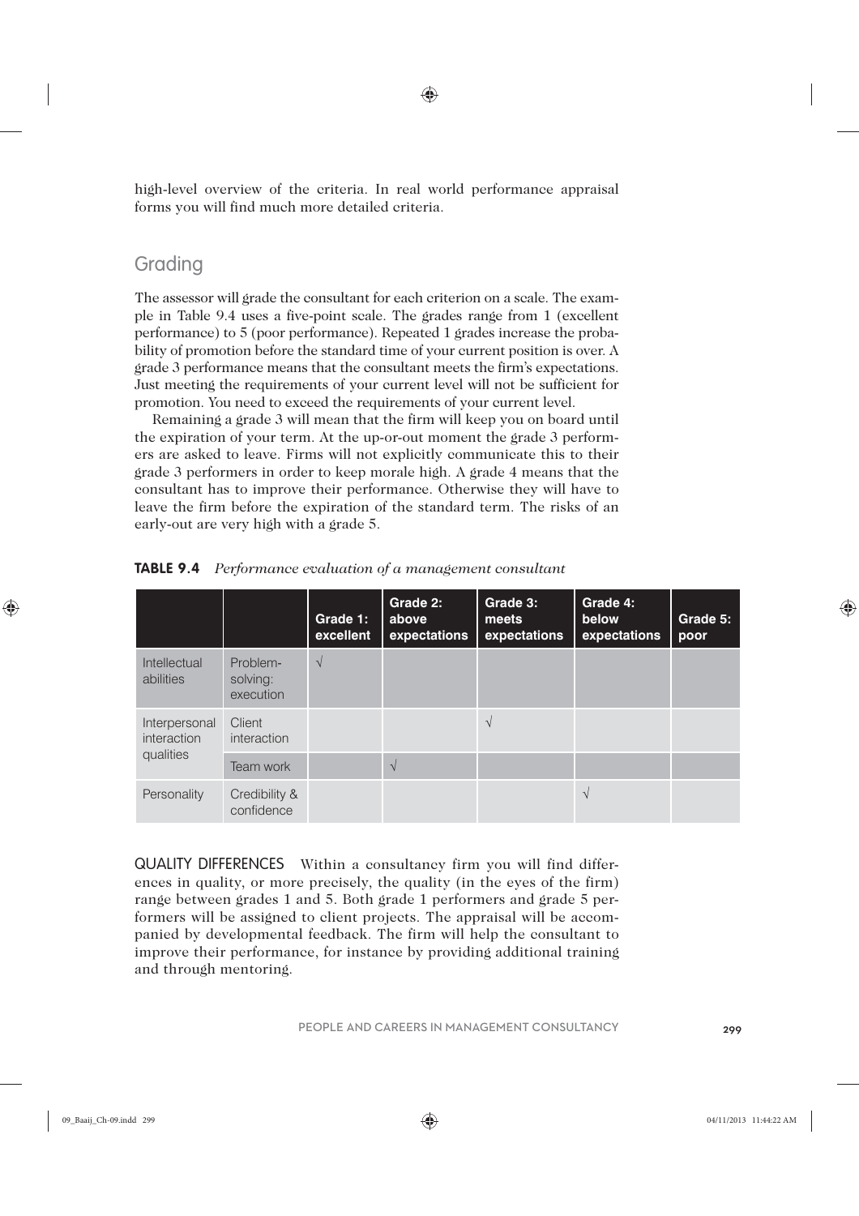high-level overview of the criteria. In real world performance appraisal forms you will find much more detailed criteria.

## Grading

The assessor will grade the consultant for each criterion on a scale. The example in Table 9.4 uses a five-point scale. The grades range from 1 (excellent performance) to 5 (poor performance). Repeated 1 grades increase the probability of promotion before the standard time of your current position is over. A grade 3 performance means that the consultant meets the firm's expectations. Just meeting the requirements of your current level will not be sufficient for promotion. You need to exceed the requirements of your current level.

Remaining a grade 3 will mean that the firm will keep you on board until the expiration of your term. At the up-or-out moment the grade 3 performers are asked to leave. Firms will not explicitly communicate this to their grade 3 performers in order to keep morale high. A grade 4 means that the consultant has to improve their performance. Otherwise they will have to leave the firm before the expiration of the standard term. The risks of an early-out are very high with a grade 5.

**TABLE 9.4** *Performance evaluation of a management consultant*

| | | Grade 1: excellent | Grade 2: above expectations | Grade 3: meets expectations | Grade 4: below expectations | Grade 5: poor |
|---|---|---|---|---|---|---|
| Intellectual abilities | Problem-solving: execution | √ | | | | |
| Interpersonal interaction qualities | Client interaction | | | √ | | |
| | Team work | | √ | | | |
| Personality | Credibility & confidence | | | | √ | |

QUALITY DIFFERENCES Within a consultancy firm you will find differences in quality, or more precisely, the quality (in the eyes of the firm) range between grades 1 and 5. Both grade 1 performers and grade 5 performers will be assigned to client projects. The appraisal will be accompanied by developmental feedback. The firm will help the consultant to improve their performance, for instance by providing additional training and through mentoring.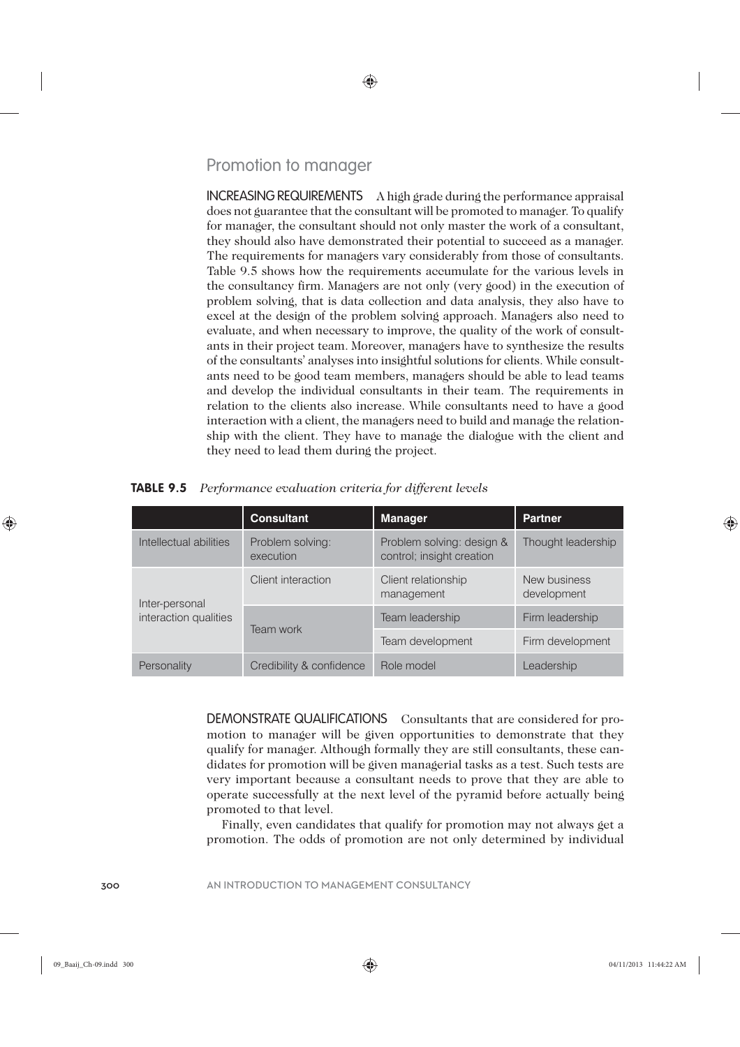## Promotion to manager

**INCREASING REQUIREMENTS** A high grade during the performance appraisal does not guarantee that the consultant will be promoted to manager. To qualify for manager, the consultant should not only master the work of a consultant, they should also have demonstrated their potential to succeed as a manager. The requirements for managers vary considerably from those of consultants. Table 9.5 shows how the requirements accumulate for the various levels in the consultancy firm. Managers are not only (very good) in the execution of problem solving, that is data collection and data analysis, they also have to excel at the design of the problem solving approach. Managers also need to evaluate, and when necessary to improve, the quality of the work of consultants in their project team. Moreover, managers have to synthesize the results of the consultants' analyses into insightful solutions for clients. While consultants need to be good team members, managers should be able to lead teams and develop the individual consultants in their team. The requirements in relation to the clients also increase. While consultants need to have a good interaction with a client, the managers need to build and manage the relationship with the client. They have to manage the dialogue with the client and they need to lead them during the project.

**TABLE 9.5** *Performance evaluation criteria for different levels*

| | Consultant | Manager | Partner |
|---|---|---|---|
| Intellectual abilities | Problem solving: execution | Problem solving: design & control; insight creation | Thought leadership |
| Inter-personal interaction qualities | Client interaction | Client relationship management | New business development |
| | Team work | Team leadership | Firm leadership |
| | | Team development | Firm development |
| Personality | Credibility & confidence | Role model | Leadership |

**DEMONSTRATE QUALIFICATIONS** Consultants that are considered for promotion to manager will be given opportunities to demonstrate that they qualify for manager. Although formally they are still consultants, these candidates for promotion will be given managerial tasks as a test. Such tests are very important because a consultant needs to prove that they are able to operate successfully at the next level of the pyramid before actually being promoted to that level.

Finally, even candidates that qualify for promotion may not always get a promotion. The odds of promotion are not only determined by individual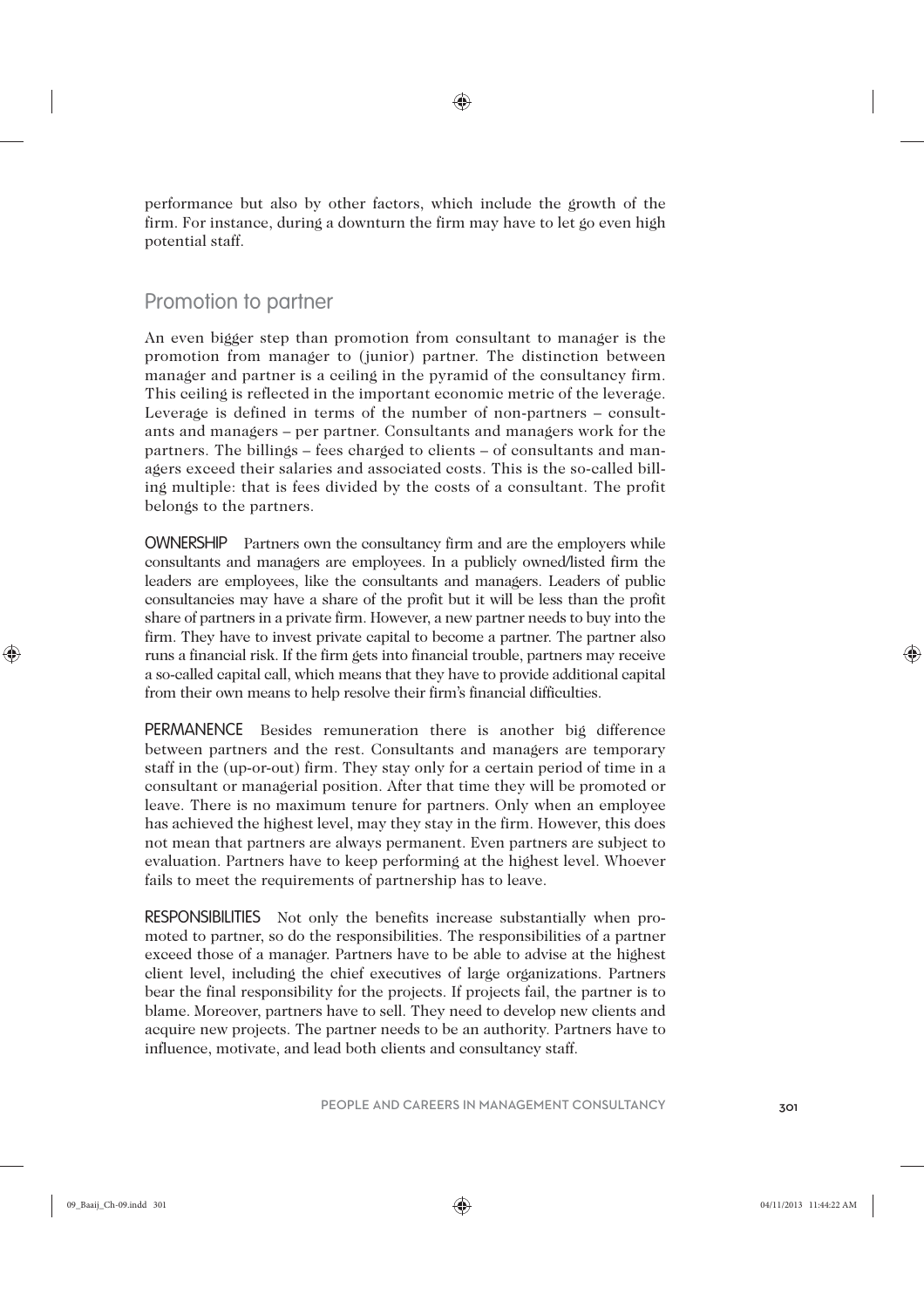performance but also by other factors, which include the growth of the firm. For instance, during a downturn the firm may have to let go even high potential staff.

## Promotion to partner

An even bigger step than promotion from consultant to manager is the promotion from manager to (junior) partner. The distinction between manager and partner is a ceiling in the pyramid of the consultancy firm. This ceiling is reflected in the important economic metric of the leverage. Leverage is defined in terms of the number of non-partners – consultants and managers – per partner. Consultants and managers work for the partners. The billings – fees charged to clients – of consultants and managers exceed their salaries and associated costs. This is the so-called billing multiple: that is fees divided by the costs of a consultant. The profit belongs to the partners.

**OWNERSHIP** Partners own the consultancy firm and are the employers while consultants and managers are employees. In a publicly owned/listed firm the leaders are employees, like the consultants and managers. Leaders of public consultancies may have a share of the profit but it will be less than the profit share of partners in a private firm. However, a new partner needs to buy into the firm. They have to invest private capital to become a partner. The partner also runs a financial risk. If the firm gets into financial trouble, partners may receive a so-called capital call, which means that they have to provide additional capital from their own means to help resolve their firm's financial difficulties.

**PERMANENCE** Besides remuneration there is another big difference between partners and the rest. Consultants and managers are temporary staff in the (up-or-out) firm. They stay only for a certain period of time in a consultant or managerial position. After that time they will be promoted or leave. There is no maximum tenure for partners. Only when an employee has achieved the highest level, may they stay in the firm. However, this does not mean that partners are always permanent. Even partners are subject to evaluation. Partners have to keep performing at the highest level. Whoever fails to meet the requirements of partnership has to leave.

**RESPONSIBILITIES** Not only the benefits increase substantially when promoted to partner, so do the responsibilities. The responsibilities of a partner exceed those of a manager. Partners have to be able to advise at the highest client level, including the chief executives of large organizations. Partners bear the final responsibility for the projects. If projects fail, the partner is to blame. Moreover, partners have to sell. They need to develop new clients and acquire new projects. The partner needs to be an authority. Partners have to influence, motivate, and lead both clients and consultancy staff.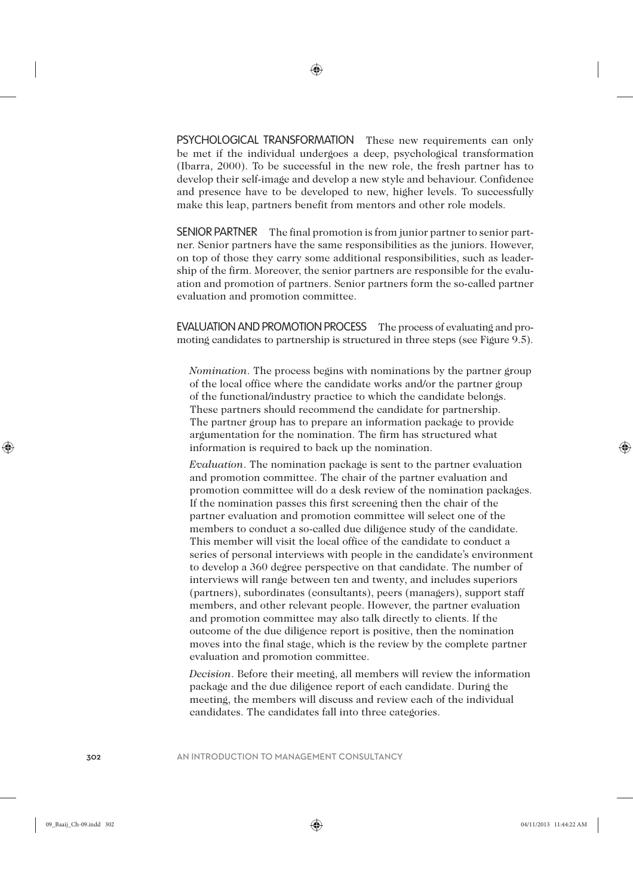**PSYCHOLOGICAL TRANSFORMATION** These new requirements can only be met if the individual undergoes a deep, psychological transformation (Ibarra, 2000). To be successful in the new role, the fresh partner has to develop their self-image and develop a new style and behaviour. Confidence and presence have to be developed to new, higher levels. To successfully make this leap, partners benefit from mentors and other role models.

**SENIOR PARTNER** The final promotion is from junior partner to senior partner. Senior partners have the same responsibilities as the juniors. However, on top of those they carry some additional responsibilities, such as leadership of the firm. Moreover, the senior partners are responsible for the evaluation and promotion of partners. Senior partners form the so-called partner evaluation and promotion committee.

**EVALUATION AND PROMOTION PROCESS** The process of evaluating and promoting candidates to partnership is structured in three steps (see Figure 9.5).

*Nomination*. The process begins with nominations by the partner group of the local office where the candidate works and/or the partner group of the functional/industry practice to which the candidate belongs. These partners should recommend the candidate for partnership. The partner group has to prepare an information package to provide argumentation for the nomination. The firm has structured what information is required to back up the nomination.

*Evaluation*. The nomination package is sent to the partner evaluation and promotion committee. The chair of the partner evaluation and promotion committee will do a desk review of the nomination packages. If the nomination passes this first screening then the chair of the partner evaluation and promotion committee will select one of the members to conduct a so-called due diligence study of the candidate. This member will visit the local office of the candidate to conduct a series of personal interviews with people in the candidate's environment to develop a 360 degree perspective on that candidate. The number of interviews will range between ten and twenty, and includes superiors (partners), subordinates (consultants), peers (managers), support staff members, and other relevant people. However, the partner evaluation and promotion committee may also talk directly to clients. If the outcome of the due diligence report is positive, then the nomination moves into the final stage, which is the review by the complete partner evaluation and promotion committee.

*Decision*. Before their meeting, all members will review the information package and the due diligence report of each candidate. During the meeting, the members will discuss and review each of the individual candidates. The candidates fall into three categories.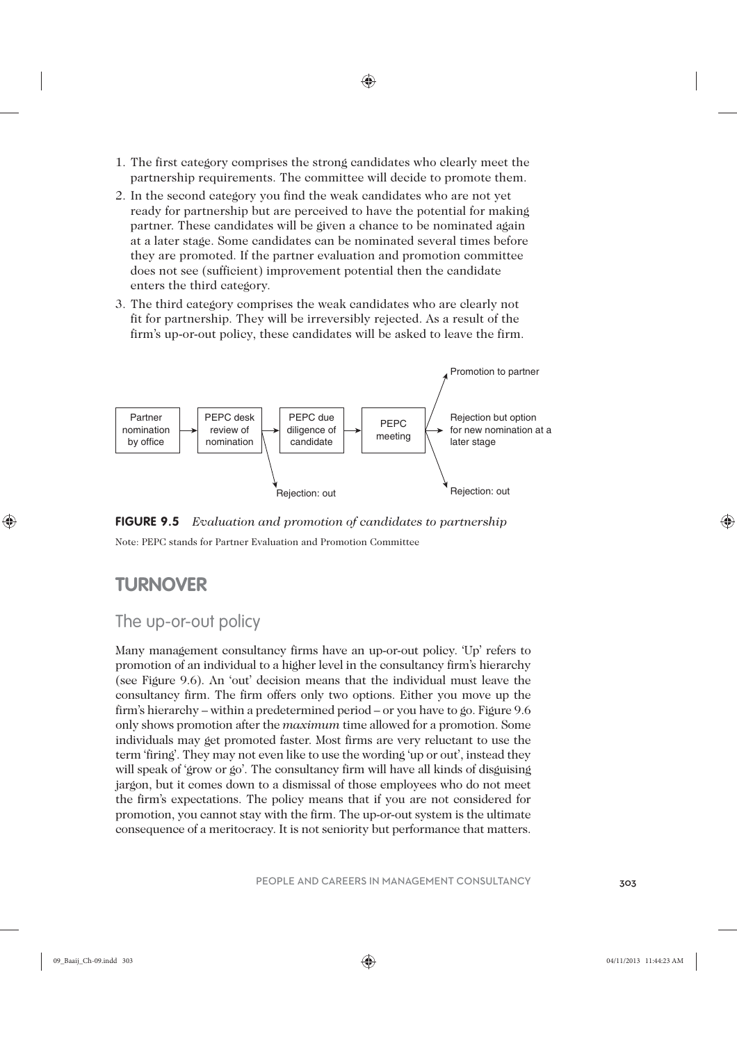1. The first category comprises the strong candidates who clearly meet the partnership requirements. The committee will decide to promote them.
2. In the second category you find the weak candidates who are not yet ready for partnership but are perceived to have the potential for making partner. These candidates will be given a chance to be nominated again at a later stage. Some candidates can be nominated several times before they are promoted. If the partner evaluation and promotion committee does not see (sufficient) improvement potential then the candidate enters the third category.
3. The third category comprises the weak candidates who are clearly not fit for partnership. They will be irreversibly rejected. As a result of the firm's up-or-out policy, these candidates will be asked to leave the firm.

Partner nomination by office → PEPC desk review of nomination → PEPC due diligence of candidate → PEPC meeting

- PEPC desk review of nomination → Rejection: out
- PEPC meeting → Promotion to partner
- PEPC meeting → Rejection but option for new nomination at a later stage
- PEPC meeting → Rejection: out

**FIGURE 9.5** *Evaluation and promotion of candidates to partnership*

Note: PEPC stands for Partner Evaluation and Promotion Committee

## TURNOVER

### The up-or-out policy

Many management consultancy firms have an up-or-out policy. 'Up' refers to promotion of an individual to a higher level in the consultancy firm's hierarchy (see Figure 9.6). An 'out' decision means that the individual must leave the consultancy firm. The firm offers only two options. Either you move up the firm's hierarchy – within a predetermined period – or you have to go. Figure 9.6 only shows promotion after the *maximum* time allowed for a promotion. Some individuals may get promoted faster. Most firms are very reluctant to use the term 'firing'. They may not even like to use the wording 'up or out', instead they will speak of 'grow or go'. The consultancy firm will have all kinds of disguising jargon, but it comes down to a dismissal of those employees who do not meet the firm's expectations. The policy means that if you are not considered for promotion, you cannot stay with the firm. The up-or-out system is the ultimate consequence of a meritocracy. It is not seniority but performance that matters.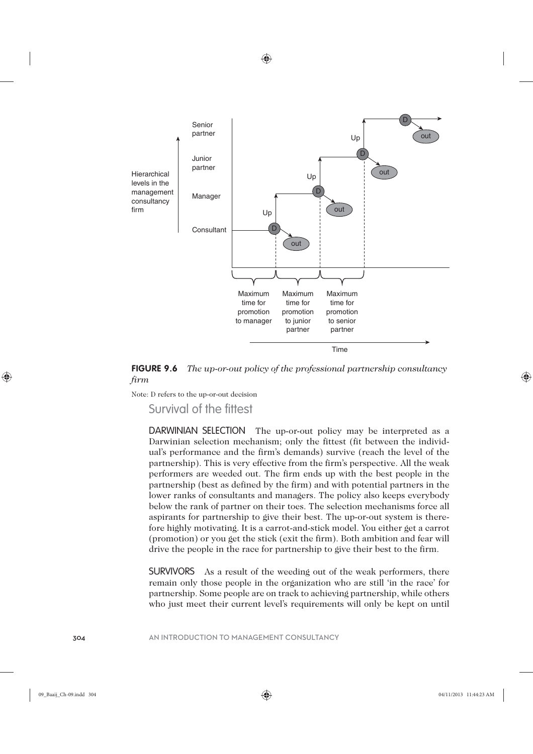**FIGURE 9.6** *The up-or-out policy of the professional partnership consultancy firm*

Note: D refers to the up-or-out decision

## Survival of the fittest

DARWINIAN SELECTION The up-or-out policy may be interpreted as a Darwinian selection mechanism; only the fittest (fit between the individual's performance and the firm's demands) survive (reach the level of the partnership). This is very effective from the firm's perspective. All the weak performers are weeded out. The firm ends up with the best people in the partnership (best as defined by the firm) and with potential partners in the lower ranks of consultants and managers. The policy also keeps everybody below the rank of partner on their toes. The selection mechanisms force all aspirants for partnership to give their best. The up-or-out system is therefore highly motivating. It is a carrot-and-stick model. You either get a carrot (promotion) or you get the stick (exit the firm). Both ambition and fear will drive the people in the race for partnership to give their best to the firm.

SURVIVORS As a result of the weeding out of the weak performers, there remain only those people in the organization who are still 'in the race' for partnership. Some people are on track to achieving partnership, while others who just meet their current level's requirements will only be kept on until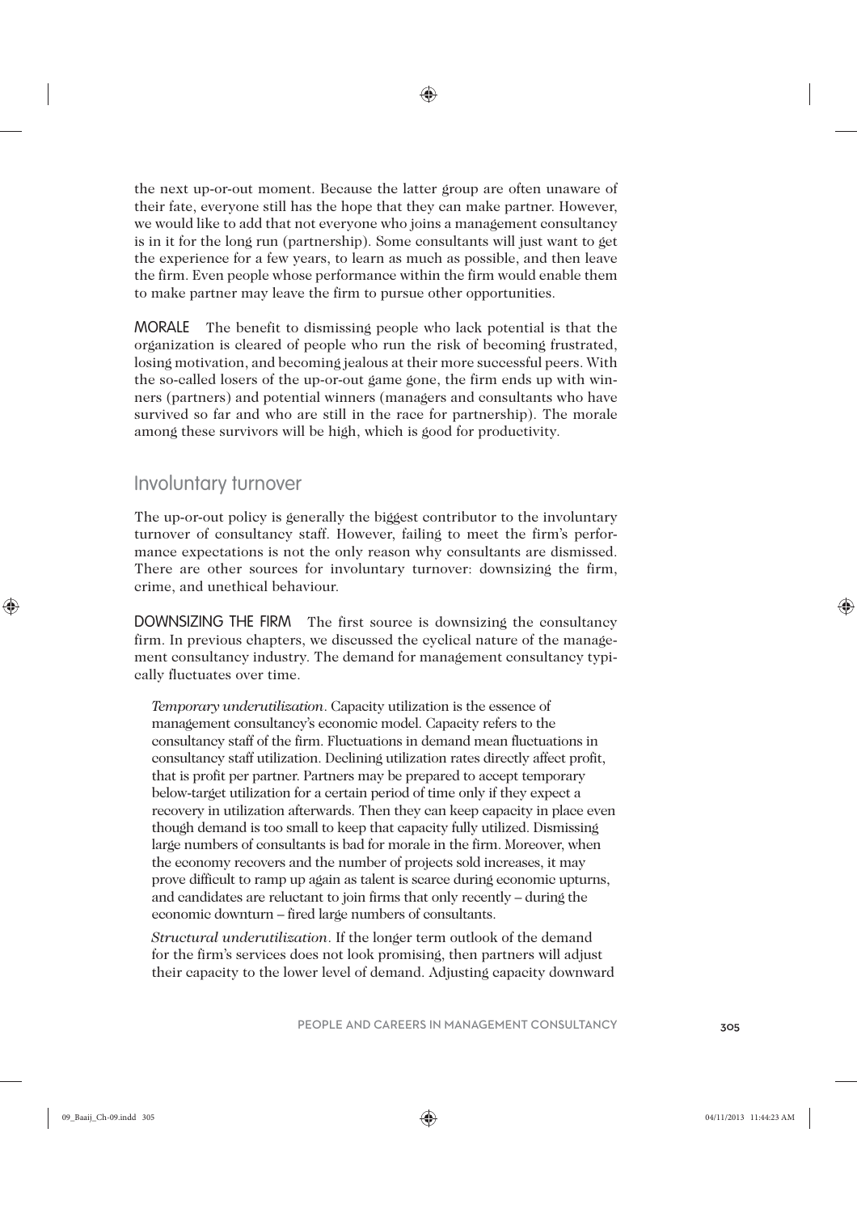the next up-or-out moment. Because the latter group are often unaware of their fate, everyone still has the hope that they can make partner. However, we would like to add that not everyone who joins a management consultancy is in it for the long run (partnership). Some consultants will just want to get the experience for a few years, to learn as much as possible, and then leave the firm. Even people whose performance within the firm would enable them to make partner may leave the firm to pursue other opportunities.

**MORALE** The benefit to dismissing people who lack potential is that the organization is cleared of people who run the risk of becoming frustrated, losing motivation, and becoming jealous at their more successful peers. With the so-called losers of the up-or-out game gone, the firm ends up with winners (partners) and potential winners (managers and consultants who have survived so far and who are still in the race for partnership). The morale among these survivors will be high, which is good for productivity.

## Involuntary turnover

The up-or-out policy is generally the biggest contributor to the involuntary turnover of consultancy staff. However, failing to meet the firm's performance expectations is not the only reason why consultants are dismissed. There are other sources for involuntary turnover: downsizing the firm, crime, and unethical behaviour.

**DOWNSIZING THE FIRM** The first source is downsizing the consultancy firm. In previous chapters, we discussed the cyclical nature of the management consultancy industry. The demand for management consultancy typically fluctuates over time.

*Temporary underutilization*. Capacity utilization is the essence of management consultancy's economic model. Capacity refers to the consultancy staff of the firm. Fluctuations in demand mean fluctuations in consultancy staff utilization. Declining utilization rates directly affect profit, that is profit per partner. Partners may be prepared to accept temporary below-target utilization for a certain period of time only if they expect a recovery in utilization afterwards. Then they can keep capacity in place even though demand is too small to keep that capacity fully utilized. Dismissing large numbers of consultants is bad for morale in the firm. Moreover, when the economy recovers and the number of projects sold increases, it may prove difficult to ramp up again as talent is scarce during economic upturns, and candidates are reluctant to join firms that only recently – during the economic downturn – fired large numbers of consultants.

*Structural underutilization*. If the longer term outlook of the demand for the firm's services does not look promising, then partners will adjust their capacity to the lower level of demand. Adjusting capacity downward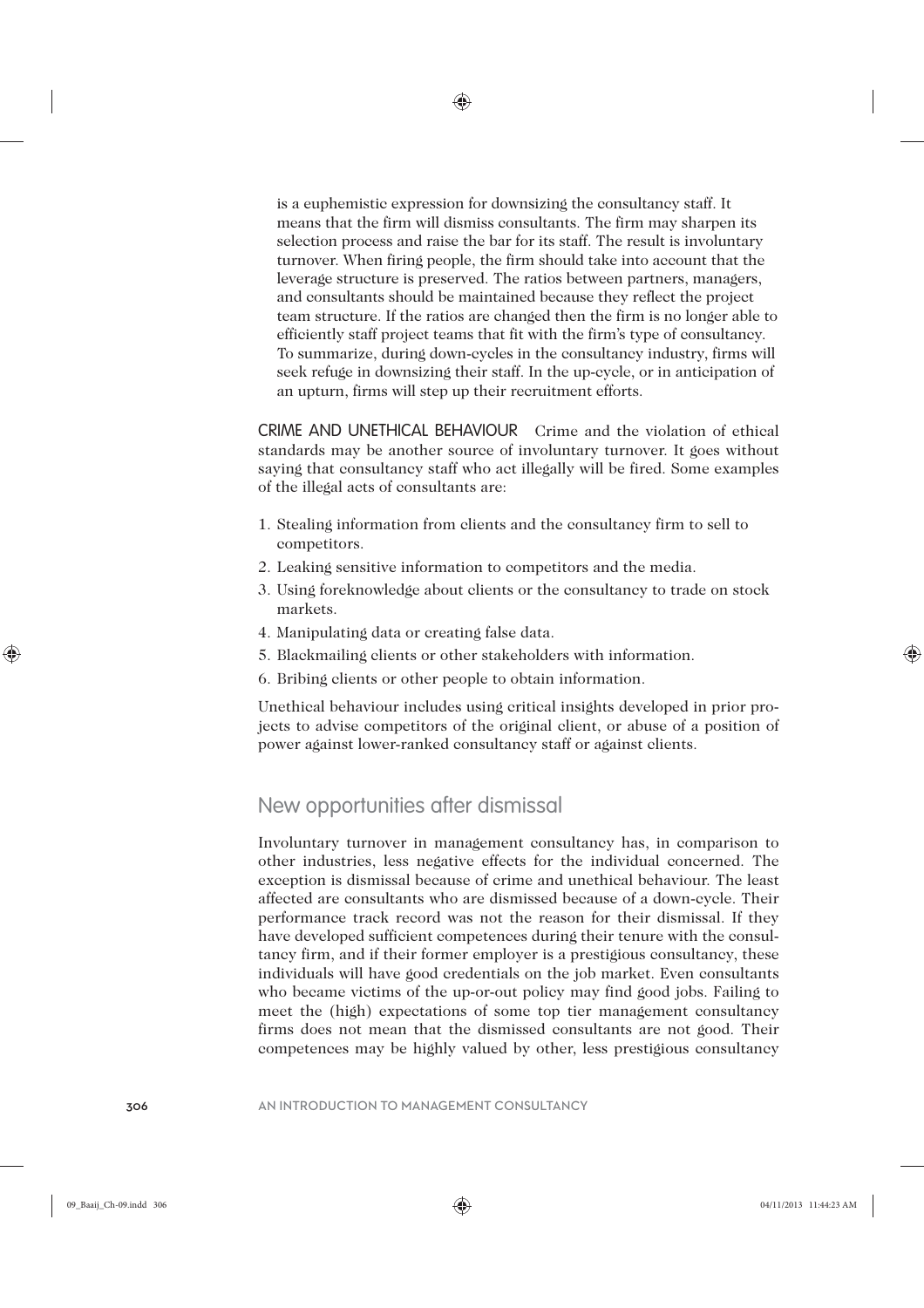is a euphemistic expression for downsizing the consultancy staff. It means that the firm will dismiss consultants. The firm may sharpen its selection process and raise the bar for its staff. The result is involuntary turnover. When firing people, the firm should take into account that the leverage structure is preserved. The ratios between partners, managers, and consultants should be maintained because they reflect the project team structure. If the ratios are changed then the firm is no longer able to efficiently staff project teams that fit with the firm's type of consultancy. To summarize, during down-cycles in the consultancy industry, firms will seek refuge in downsizing their staff. In the up-cycle, or in anticipation of an upturn, firms will step up their recruitment efforts.

**CRIME AND UNETHICAL BEHAVIOUR** Crime and the violation of ethical standards may be another source of involuntary turnover. It goes without saying that consultancy staff who act illegally will be fired. Some examples of the illegal acts of consultants are:

1. Stealing information from clients and the consultancy firm to sell to competitors.
2. Leaking sensitive information to competitors and the media.
3. Using foreknowledge about clients or the consultancy to trade on stock markets.
4. Manipulating data or creating false data.
5. Blackmailing clients or other stakeholders with information.
6. Bribing clients or other people to obtain information.

Unethical behaviour includes using critical insights developed in prior projects to advise competitors of the original client, or abuse of a position of power against lower-ranked consultancy staff or against clients.

## New opportunities after dismissal

Involuntary turnover in management consultancy has, in comparison to other industries, less negative effects for the individual concerned. The exception is dismissal because of crime and unethical behaviour. The least affected are consultants who are dismissed because of a down-cycle. Their performance track record was not the reason for their dismissal. If they have developed sufficient competences during their tenure with the consultancy firm, and if their former employer is a prestigious consultancy, these individuals will have good credentials on the job market. Even consultants who became victims of the up-or-out policy may find good jobs. Failing to meet the (high) expectations of some top tier management consultancy firms does not mean that the dismissed consultants are not good. Their competences may be highly valued by other, less prestigious consultancy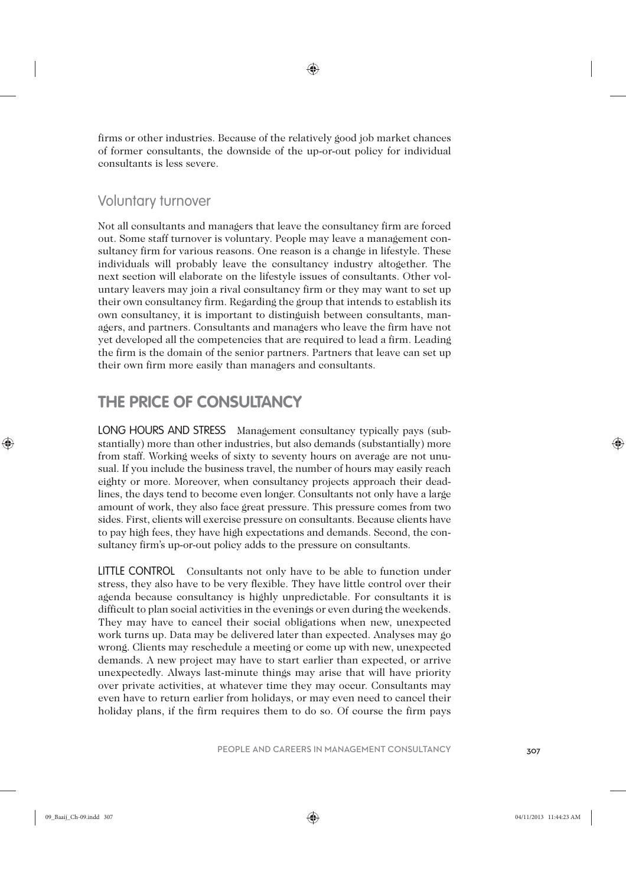firms or other industries. Because of the relatively good job market chances of former consultants, the downside of the up-or-out policy for individual consultants is less severe.

### Voluntary turnover

Not all consultants and managers that leave the consultancy firm are forced out. Some staff turnover is voluntary. People may leave a management consultancy firm for various reasons. One reason is a change in lifestyle. These individuals will probably leave the consultancy industry altogether. The next section will elaborate on the lifestyle issues of consultants. Other voluntary leavers may join a rival consultancy firm or they may want to set up their own consultancy firm. Regarding the group that intends to establish its own consultancy, it is important to distinguish between consultants, managers, and partners. Consultants and managers who leave the firm have not yet developed all the competencies that are required to lead a firm. Leading the firm is the domain of the senior partners. Partners that leave can set up their own firm more easily than managers and consultants.

## THE PRICE OF CONSULTANCY

**LONG HOURS AND STRESS** Management consultancy typically pays (substantially) more than other industries, but also demands (substantially) more from staff. Working weeks of sixty to seventy hours on average are not unusual. If you include the business travel, the number of hours may easily reach eighty or more. Moreover, when consultancy projects approach their deadlines, the days tend to become even longer. Consultants not only have a large amount of work, they also face great pressure. This pressure comes from two sides. First, clients will exercise pressure on consultants. Because clients have to pay high fees, they have high expectations and demands. Second, the consultancy firm's up-or-out policy adds to the pressure on consultants.

**LITTLE CONTROL** Consultants not only have to be able to function under stress, they also have to be very flexible. They have little control over their agenda because consultancy is highly unpredictable. For consultants it is difficult to plan social activities in the evenings or even during the weekends. They may have to cancel their social obligations when new, unexpected work turns up. Data may be delivered later than expected. Analyses may go wrong. Clients may reschedule a meeting or come up with new, unexpected demands. A new project may have to start earlier than expected, or arrive unexpectedly. Always last-minute things may arise that will have priority over private activities, at whatever time they may occur. Consultants may even have to return earlier from holidays, or may even need to cancel their holiday plans, if the firm requires them to do so. Of course the firm pays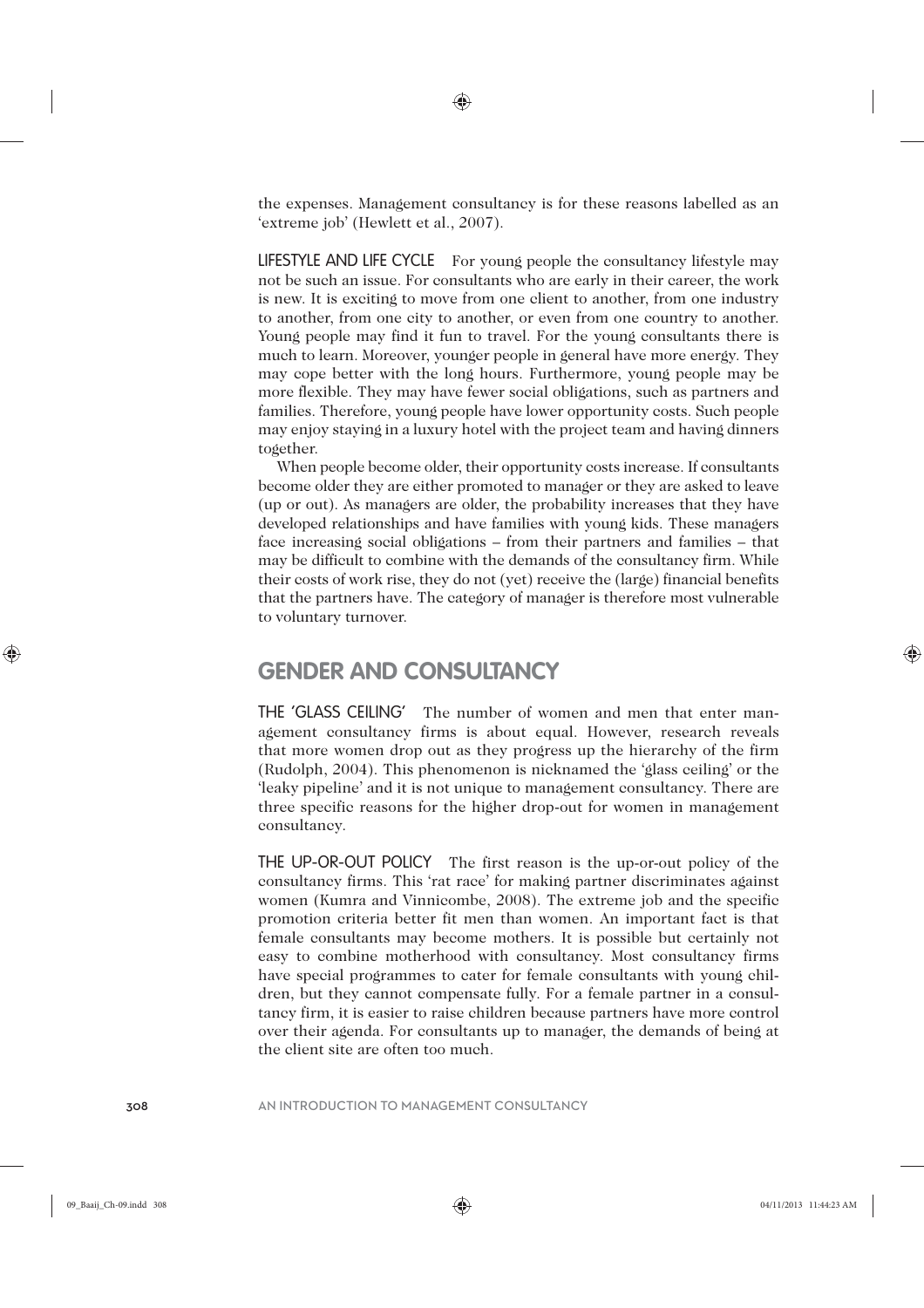the expenses. Management consultancy is for these reasons labelled as an 'extreme job' (Hewlett et al., 2007).

**LIFESTYLE AND LIFE CYCLE** For young people the consultancy lifestyle may not be such an issue. For consultants who are early in their career, the work is new. It is exciting to move from one client to another, from one industry to another, from one city to another, or even from one country to another. Young people may find it fun to travel. For the young consultants there is much to learn. Moreover, younger people in general have more energy. They may cope better with the long hours. Furthermore, young people may be more flexible. They may have fewer social obligations, such as partners and families. Therefore, young people have lower opportunity costs. Such people may enjoy staying in a luxury hotel with the project team and having dinners together.

When people become older, their opportunity costs increase. If consultants become older they are either promoted to manager or they are asked to leave (up or out). As managers are older, the probability increases that they have developed relationships and have families with young kids. These managers face increasing social obligations – from their partners and families – that may be difficult to combine with the demands of the consultancy firm. While their costs of work rise, they do not (yet) receive the (large) financial benefits that the partners have. The category of manager is therefore most vulnerable to voluntary turnover.

## GENDER AND CONSULTANCY

**THE 'GLASS CEILING'** The number of women and men that enter management consultancy firms is about equal. However, research reveals that more women drop out as they progress up the hierarchy of the firm (Rudolph, 2004). This phenomenon is nicknamed the 'glass ceiling' or the 'leaky pipeline' and it is not unique to management consultancy. There are three specific reasons for the higher drop-out for women in management consultancy.

**THE UP-OR-OUT POLICY** The first reason is the up-or-out policy of the consultancy firms. This 'rat race' for making partner discriminates against women (Kumra and Vinnicombe, 2008). The extreme job and the specific promotion criteria better fit men than women. An important fact is that female consultants may become mothers. It is possible but certainly not easy to combine motherhood with consultancy. Most consultancy firms have special programmes to cater for female consultants with young children, but they cannot compensate fully. For a female partner in a consultancy firm, it is easier to raise children because partners have more control over their agenda. For consultants up to manager, the demands of being at the client site are often too much.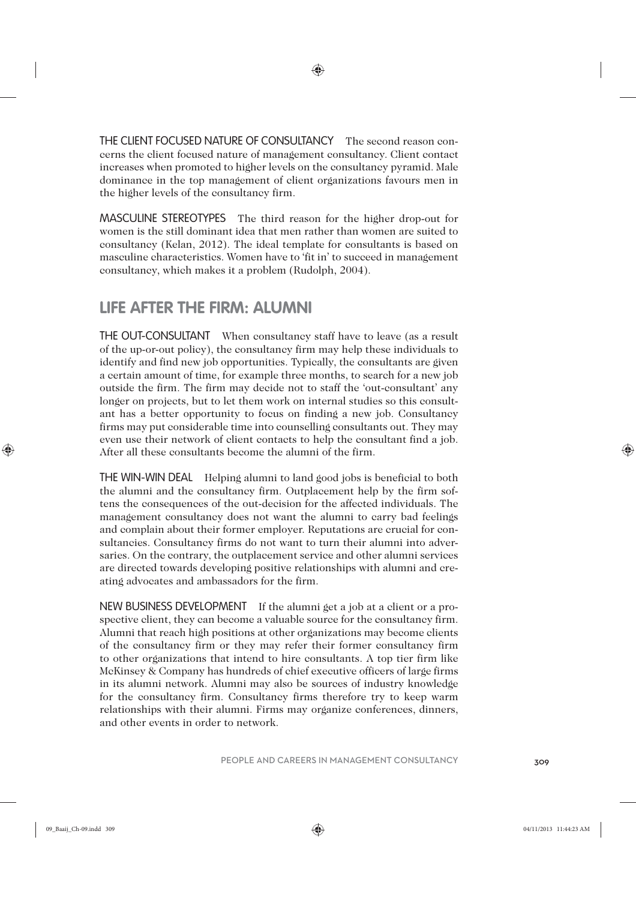**THE CLIENT FOCUSED NATURE OF CONSULTANCY** The second reason concerns the client focused nature of management consultancy. Client contact increases when promoted to higher levels on the consultancy pyramid. Male dominance in the top management of client organizations favours men in the higher levels of the consultancy firm.

**MASCULINE STEREOTYPES** The third reason for the higher drop-out for women is the still dominant idea that men rather than women are suited to consultancy (Kelan, 2012). The ideal template for consultants is based on masculine characteristics. Women have to 'fit in' to succeed in management consultancy, which makes it a problem (Rudolph, 2004).

## LIFE AFTER THE FIRM: ALUMNI

**THE OUT-CONSULTANT** When consultancy staff have to leave (as a result of the up-or-out policy), the consultancy firm may help these individuals to identify and find new job opportunities. Typically, the consultants are given a certain amount of time, for example three months, to search for a new job outside the firm. The firm may decide not to staff the 'out-consultant' any longer on projects, but to let them work on internal studies so this consultant has a better opportunity to focus on finding a new job. Consultancy firms may put considerable time into counselling consultants out. They may even use their network of client contacts to help the consultant find a job. After all these consultants become the alumni of the firm.

**THE WIN-WIN DEAL** Helping alumni to land good jobs is beneficial to both the alumni and the consultancy firm. Outplacement help by the firm softens the consequences of the out-decision for the affected individuals. The management consultancy does not want the alumni to carry bad feelings and complain about their former employer. Reputations are crucial for consultancies. Consultancy firms do not want to turn their alumni into adversaries. On the contrary, the outplacement service and other alumni services are directed towards developing positive relationships with alumni and creating advocates and ambassadors for the firm.

**NEW BUSINESS DEVELOPMENT** If the alumni get a job at a client or a prospective client, they can become a valuable source for the consultancy firm. Alumni that reach high positions at other organizations may become clients of the consultancy firm or they may refer their former consultancy firm to other organizations that intend to hire consultants. A top tier firm like McKinsey & Company has hundreds of chief executive officers of large firms in its alumni network. Alumni may also be sources of industry knowledge for the consultancy firm. Consultancy firms therefore try to keep warm relationships with their alumni. Firms may organize conferences, dinners, and other events in order to network.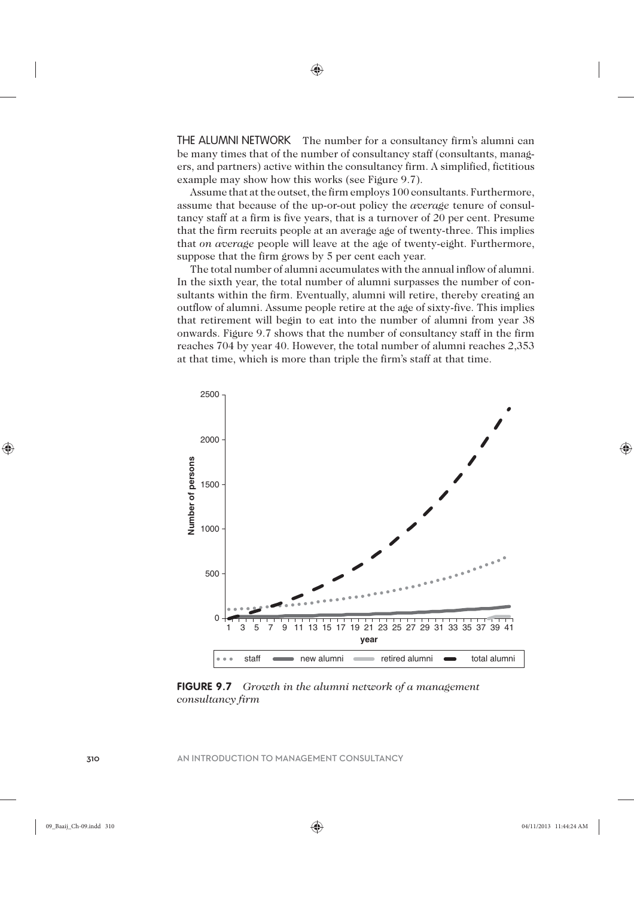**THE ALUMNI NETWORK** The number for a consultancy firm's alumni can be many times that of the number of consultancy staff (consultants, managers, and partners) active within the consultancy firm. A simplified, fictitious example may show how this works (see Figure 9.7).

Assume that at the outset, the firm employs 100 consultants. Furthermore, assume that because of the up-or-out policy the *average* tenure of consultancy staff at a firm is five years, that is a turnover of 20 per cent. Presume that the firm recruits people at an average age of twenty-three. This implies that *on average* people will leave at the age of twenty-eight. Furthermore, suppose that the firm grows by 5 per cent each year.

The total number of alumni accumulates with the annual inflow of alumni. In the sixth year, the total number of alumni surpasses the number of consultants within the firm. Eventually, alumni will retire, thereby creating an outflow of alumni. Assume people retire at the age of sixty-five. This implies that retirement will begin to eat into the number of alumni from year 38 onwards. Figure 9.7 shows that the number of consultancy staff in the firm reaches 704 by year 40. However, the total number of alumni reaches 2,353 at that time, which is more than triple the firm's staff at that time.

**FIGURE 9.7** *Growth in the alumni network of a management consultancy firm*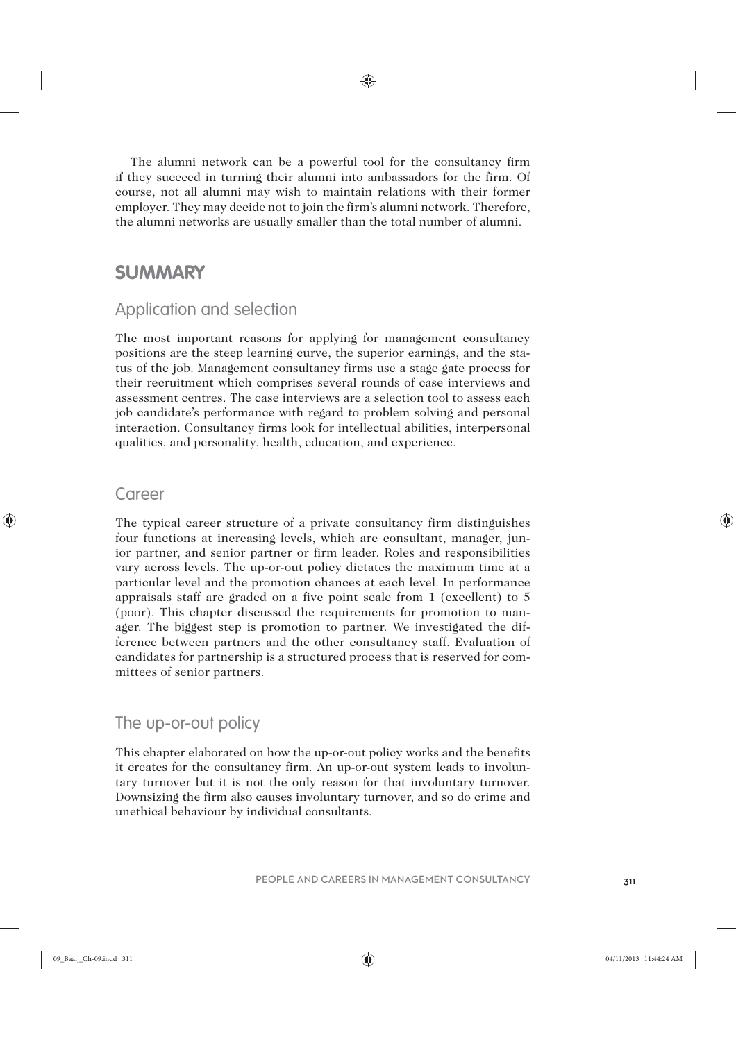The alumni network can be a powerful tool for the consultancy firm if they succeed in turning their alumni into ambassadors for the firm. Of course, not all alumni may wish to maintain relations with their former employer. They may decide not to join the firm's alumni network. Therefore, the alumni networks are usually smaller than the total number of alumni.

## SUMMARY

### Application and selection

The most important reasons for applying for management consultancy positions are the steep learning curve, the superior earnings, and the status of the job. Management consultancy firms use a stage gate process for their recruitment which comprises several rounds of case interviews and assessment centres. The case interviews are a selection tool to assess each job candidate's performance with regard to problem solving and personal interaction. Consultancy firms look for intellectual abilities, interpersonal qualities, and personality, health, education, and experience.

### Career

The typical career structure of a private consultancy firm distinguishes four functions at increasing levels, which are consultant, manager, junior partner, and senior partner or firm leader. Roles and responsibilities vary across levels. The up-or-out policy dictates the maximum time at a particular level and the promotion chances at each level. In performance appraisals staff are graded on a five point scale from 1 (excellent) to 5 (poor). This chapter discussed the requirements for promotion to manager. The biggest step is promotion to partner. We investigated the difference between partners and the other consultancy staff. Evaluation of candidates for partnership is a structured process that is reserved for committees of senior partners.

### The up-or-out policy

This chapter elaborated on how the up-or-out policy works and the benefits it creates for the consultancy firm. An up-or-out system leads to involuntary turnover but it is not the only reason for that involuntary turnover. Downsizing the firm also causes involuntary turnover, and so do crime and unethical behaviour by individual consultants.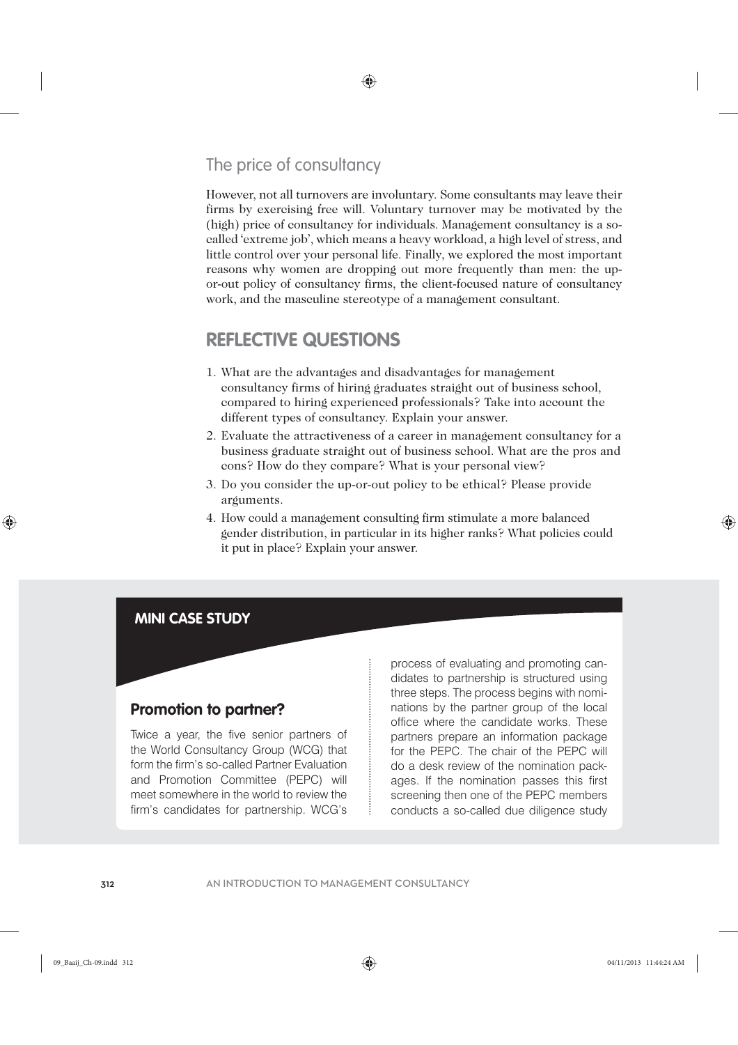## The price of consultancy

However, not all turnovers are involuntary. Some consultants may leave their firms by exercising free will. Voluntary turnover may be motivated by the (high) price of consultancy for individuals. Management consultancy is a so-called 'extreme job', which means a heavy workload, a high level of stress, and little control over your personal life. Finally, we explored the most important reasons why women are dropping out more frequently than men: the up-or-out policy of consultancy firms, the client-focused nature of consultancy work, and the masculine stereotype of a management consultant.

# REFLECTIVE QUESTIONS

1. What are the advantages and disadvantages for management consultancy firms of hiring graduates straight out of business school, compared to hiring experienced professionals? Take into account the different types of consultancy. Explain your answer.
2. Evaluate the attractiveness of a career in management consultancy for a business graduate straight out of business school. What are the pros and cons? How do they compare? What is your personal view?
3. Do you consider the up-or-out policy to be ethical? Please provide arguments.
4. How could a management consulting firm stimulate a more balanced gender distribution, in particular in its higher ranks? What policies could it put in place? Explain your answer.

## MINI CASE STUDY

### Promotion to partner?

Twice a year, the five senior partners of the World Consultancy Group (WCG) that form the firm's so-called Partner Evaluation and Promotion Committee (PEPC) will meet somewhere in the world to review the firm's candidates for partnership. WCG's process of evaluating and promoting candidates to partnership is structured using three steps. The process begins with nominations by the partner group of the local office where the candidate works. These partners prepare an information package for the PEPC. The chair of the PEPC will do a desk review of the nomination packages. If the nomination passes this first screening then one of the PEPC members conducts a so-called due diligence study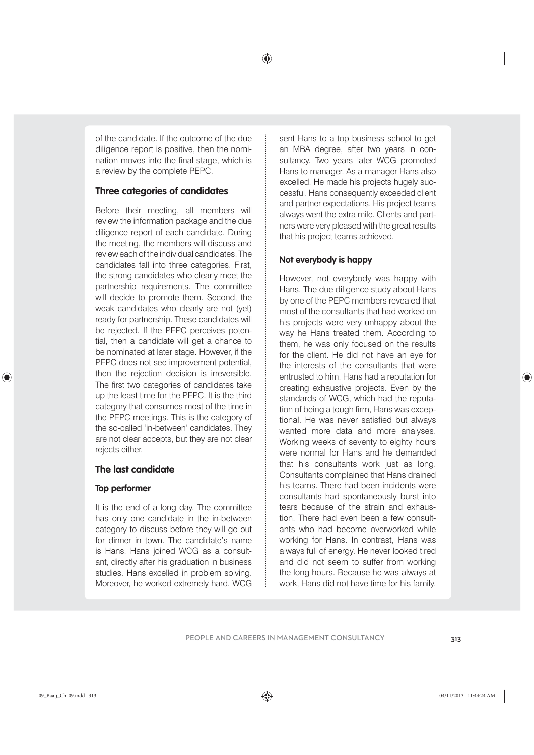of the candidate. If the outcome of the due diligence report is positive, then the nomination moves into the final stage, which is a review by the complete PEPC.

### Three categories of candidates

Before their meeting, all members will review the information package and the due diligence report of each candidate. During the meeting, the members will discuss and review each of the individual candidates. The candidates fall into three categories. First, the strong candidates who clearly meet the partnership requirements. The committee will decide to promote them. Second, the weak candidates who clearly are not (yet) ready for partnership. These candidates will be rejected. If the PEPC perceives potential, then a candidate will get a chance to be nominated at later stage. However, if the PEPC does not see improvement potential, then the rejection decision is irreversible. The first two categories of candidates take up the least time for the PEPC. It is the third category that consumes most of the time in the PEPC meetings. This is the category of the so-called 'in-between' candidates. They are not clear accepts, but they are not clear rejects either.

### The last candidate

#### Top performer

It is the end of a long day. The committee has only one candidate in the in-between category to discuss before they will go out for dinner in town. The candidate's name is Hans. Hans joined WCG as a consultant, directly after his graduation in business studies. Hans excelled in problem solving. Moreover, he worked extremely hard. WCG sent Hans to a top business school to get an MBA degree, after two years in consultancy. Two years later WCG promoted Hans to manager. As a manager Hans also excelled. He made his projects hugely successful. Hans consequently exceeded client and partner expectations. His project teams always went the extra mile. Clients and partners were very pleased with the great results that his project teams achieved.

#### Not everybody is happy

However, not everybody was happy with Hans. The due diligence study about Hans by one of the PEPC members revealed that most of the consultants that had worked on his projects were very unhappy about the way he Hans treated them. According to them, he was only focused on the results for the client. He did not have an eye for the interests of the consultants that were entrusted to him. Hans had a reputation for creating exhaustive projects. Even by the standards of WCG, which had the reputation of being a tough firm, Hans was exceptional. He was never satisfied but always wanted more data and more analyses. Working weeks of seventy to eighty hours were normal for Hans and he demanded that his consultants work just as long. Consultants complained that Hans drained his teams. There had been incidents were consultants had spontaneously burst into tears because of the strain and exhaustion. There had even been a few consultants who had become overworked while working for Hans. In contrast, Hans was always full of energy. He never looked tired and did not seem to suffer from working the long hours. Because he was always at work, Hans did not have time for his family.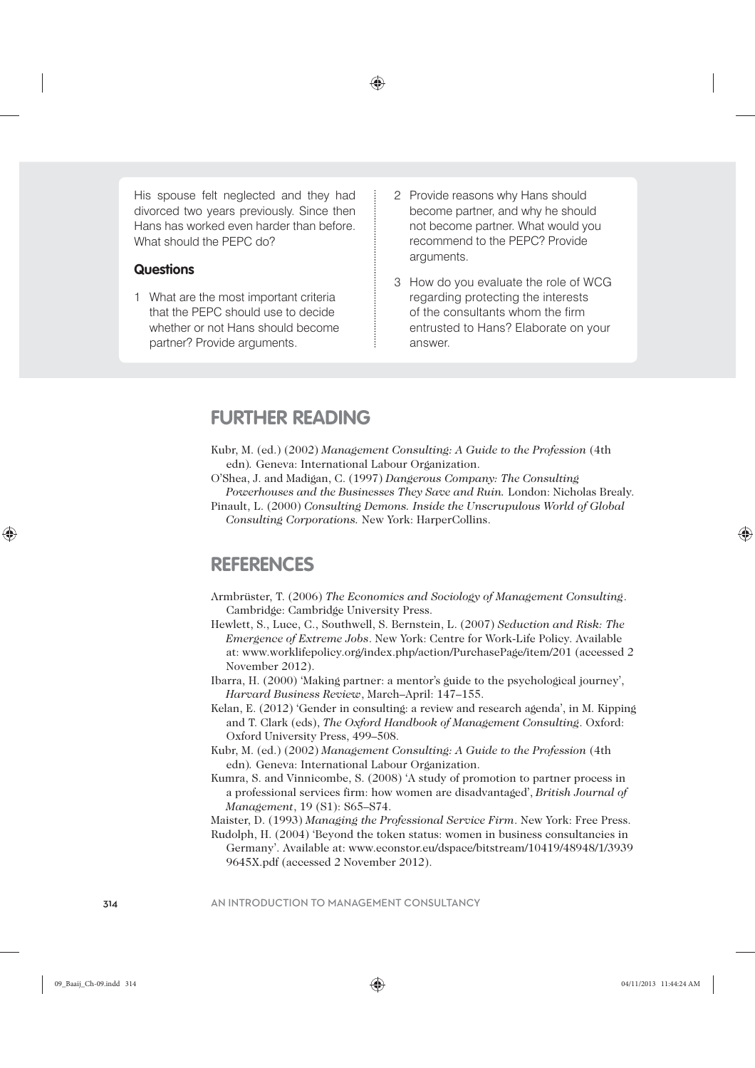His spouse felt neglected and they had divorced two years previously. Since then Hans has worked even harder than before. What should the PEPC do?

**Questions**

1. What are the most important criteria that the PEPC should use to decide whether or not Hans should become partner? Provide arguments.
2. Provide reasons why Hans should become partner, and why he should not become partner. What would you recommend to the PEPC? Provide arguments.
3. How do you evaluate the role of WCG regarding protecting the interests of the consultants whom the firm entrusted to Hans? Elaborate on your answer.

## FURTHER READING

Kubr, M. (ed.) (2002) *Management Consulting: A Guide to the Profession* (4th edn)*.* Geneva: International Labour Organization.

O'Shea, J. and Madigan, C. (1997) *Dangerous Company: The Consulting Powerhouses and the Businesses They Save and Ruin.* London: Nicholas Brealy.

Pinault, L. (2000) *Consulting Demons. Inside the Unscrupulous World of Global Consulting Corporations.* New York: HarperCollins.

## REFERENCES

Armbrüster, T. (2006) *The Economics and Sociology of Management Consulting*. Cambridge: Cambridge University Press.

Hewlett, S., Luce, C., Southwell, S. Bernstein, L. (2007) *Seduction and Risk: The Emergence of Extreme Jobs*. New York: Centre for Work-Life Policy. Available at: www.worklifepolicy.org/index.php/action/PurchasePage/item/201 (accessed 2 November 2012).

Ibarra, H. (2000) 'Making partner: a mentor's guide to the psychological journey', *Harvard Business Review*, March–April: 147–155.

Kelan, E. (2012) 'Gender in consulting: a review and research agenda', in M. Kipping and T. Clark (eds), *The Oxford Handbook of Management Consulting*. Oxford: Oxford University Press, 499–508.

Kubr, M. (ed.) (2002) *Management Consulting: A Guide to the Profession* (4th edn)*.* Geneva: International Labour Organization.

Kumra, S. and Vinnicombe, S. (2008) 'A study of promotion to partner process in a professional services firm: how women are disadvantaged', *British Journal of Management*, 19 (S1): S65–S74.

Maister, D. (1993) *Managing the Professional Service Firm*. New York: Free Press.

Rudolph, H. (2004) 'Beyond the token status: women in business consultancies in Germany'. Available at: www.econstor.eu/dspace/bitstream/10419/48948/1/39399645X.pdf (accessed 2 November 2012).